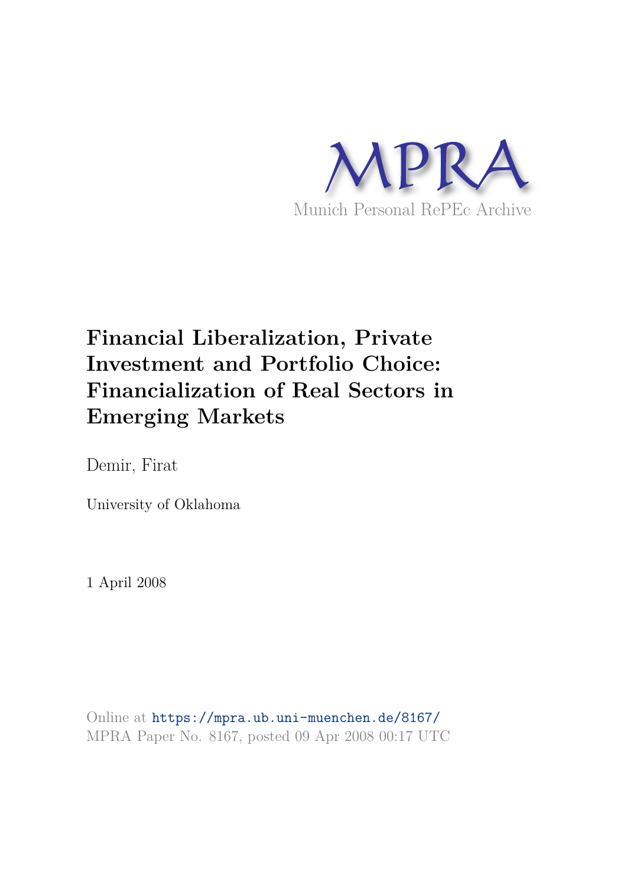MPRA

Munich Personal RePEc Archive

# Financial Liberalization, Private Investment and Portfolio Choice: Financialization of Real Sectors in Emerging Markets

Demir, Firat

University of Oklahoma

1 April 2008

Online at https://mpra.ub.uni-muenchen.de/8167/
MPRA Paper No. 8167, posted 09 Apr 2008 00:17 UTC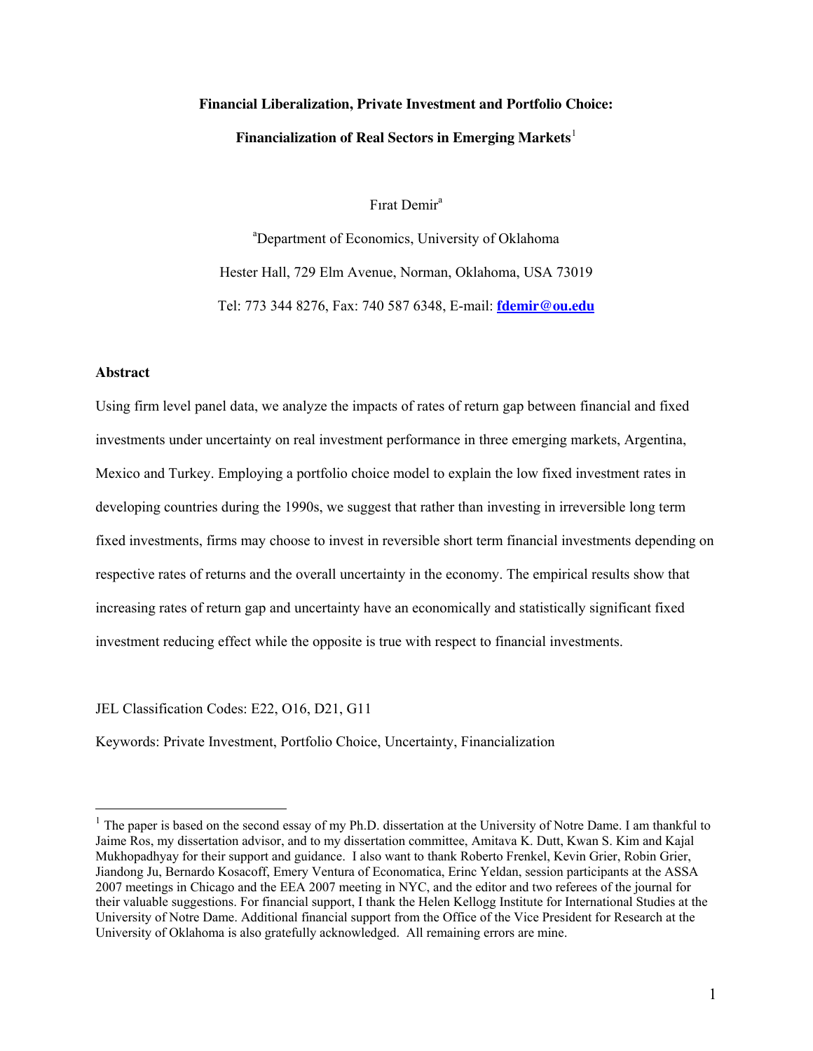**Financial Liberalization, Private Investment and Portfolio Choice:**

**Financialization of Real Sectors in Emerging Markets**[1]

Fırat Demir[a]

[a]Department of Economics, University of Oklahoma

Hester Hall, 729 Elm Avenue, Norman, Oklahoma, USA 73019

Tel: 773 344 8276, Fax: 740 587 6348, E-mail: **fdemir@ou.edu**

## Abstract

Using firm level panel data, we analyze the impacts of rates of return gap between financial and fixed investments under uncertainty on real investment performance in three emerging markets, Argentina, Mexico and Turkey. Employing a portfolio choice model to explain the low fixed investment rates in developing countries during the 1990s, we suggest that rather than investing in irreversible long term fixed investments, firms may choose to invest in reversible short term financial investments depending on respective rates of returns and the overall uncertainty in the economy. The empirical results show that increasing rates of return gap and uncertainty have an economically and statistically significant fixed investment reducing effect while the opposite is true with respect to financial investments.

JEL Classification Codes: E22, O16, D21, G11

Keywords: Private Investment, Portfolio Choice, Uncertainty, Financialization

---

[1] The paper is based on the second essay of my Ph.D. dissertation at the University of Notre Dame. I am thankful to Jaime Ros, my dissertation advisor, and to my dissertation committee, Amitava K. Dutt, Kwan S. Kim and Kajal Mukhopadhyay for their support and guidance. I also want to thank Roberto Frenkel, Kevin Grier, Robin Grier, Jiandong Ju, Bernardo Kosacoff, Emery Ventura of Economatica, Erinc Yeldan, session participants at the ASSA 2007 meetings in Chicago and the EEA 2007 meeting in NYC, and the editor and two referees of the journal for their valuable suggestions. For financial support, I thank the Helen Kellogg Institute for International Studies at the University of Notre Dame. Additional financial support from the Office of the Vice President for Research at the University of Oklahoma is also gratefully acknowledged. All remaining errors are mine.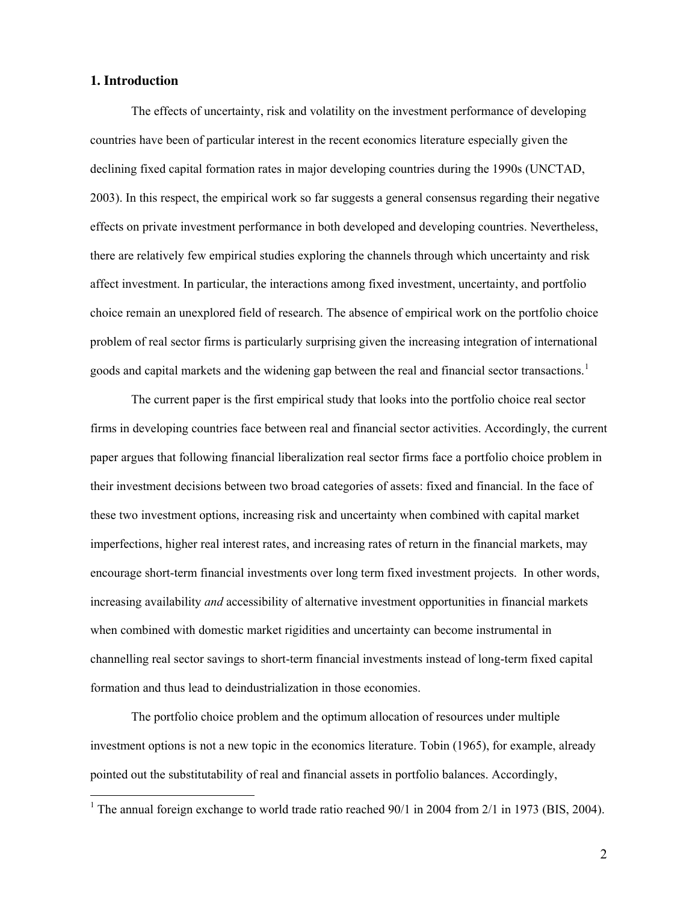## 1. Introduction

The effects of uncertainty, risk and volatility on the investment performance of developing countries have been of particular interest in the recent economics literature especially given the declining fixed capital formation rates in major developing countries during the 1990s (UNCTAD, 2003). In this respect, the empirical work so far suggests a general consensus regarding their negative effects on private investment performance in both developed and developing countries. Nevertheless, there are relatively few empirical studies exploring the channels through which uncertainty and risk affect investment. In particular, the interactions among fixed investment, uncertainty, and portfolio choice remain an unexplored field of research. The absence of empirical work on the portfolio choice problem of real sector firms is particularly surprising given the increasing integration of international goods and capital markets and the widening gap between the real and financial sector transactions.[1]

The current paper is the first empirical study that looks into the portfolio choice real sector firms in developing countries face between real and financial sector activities. Accordingly, the current paper argues that following financial liberalization real sector firms face a portfolio choice problem in their investment decisions between two broad categories of assets: fixed and financial. In the face of these two investment options, increasing risk and uncertainty when combined with capital market imperfections, higher real interest rates, and increasing rates of return in the financial markets, may encourage short-term financial investments over long term fixed investment projects. In other words, increasing availability *and* accessibility of alternative investment opportunities in financial markets when combined with domestic market rigidities and uncertainty can become instrumental in channelling real sector savings to short-term financial investments instead of long-term fixed capital formation and thus lead to deindustrialization in those economies.

The portfolio choice problem and the optimum allocation of resources under multiple investment options is not a new topic in the economics literature. Tobin (1965), for example, already pointed out the substitutability of real and financial assets in portfolio balances. Accordingly,

[1] The annual foreign exchange to world trade ratio reached 90/1 in 2004 from 2/1 in 1973 (BIS, 2004).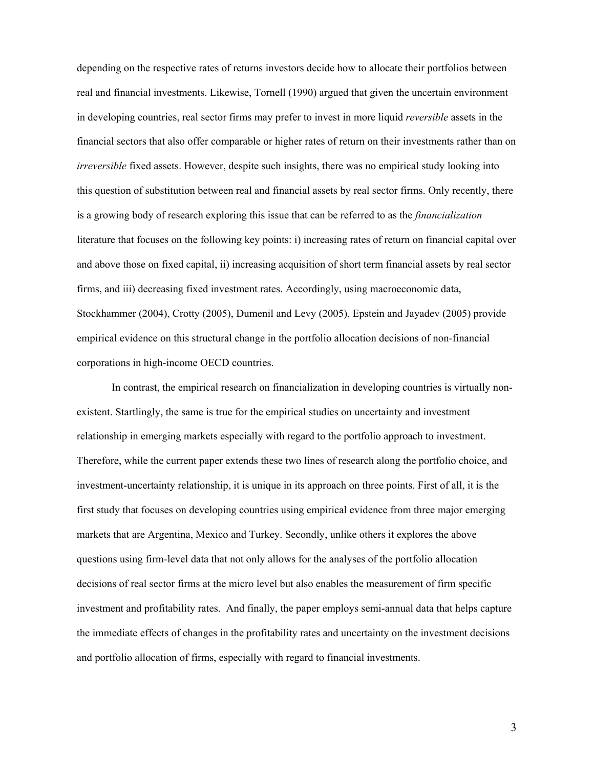depending on the respective rates of returns investors decide how to allocate their portfolios between real and financial investments. Likewise, Tornell (1990) argued that given the uncertain environment in developing countries, real sector firms may prefer to invest in more liquid *reversible* assets in the financial sectors that also offer comparable or higher rates of return on their investments rather than on *irreversible* fixed assets. However, despite such insights, there was no empirical study looking into this question of substitution between real and financial assets by real sector firms. Only recently, there is a growing body of research exploring this issue that can be referred to as the *financialization* literature that focuses on the following key points: i) increasing rates of return on financial capital over and above those on fixed capital, ii) increasing acquisition of short term financial assets by real sector firms, and iii) decreasing fixed investment rates. Accordingly, using macroeconomic data, Stockhammer (2004), Crotty (2005), Dumenil and Levy (2005), Epstein and Jayadev (2005) provide empirical evidence on this structural change in the portfolio allocation decisions of non-financial corporations in high-income OECD countries.

In contrast, the empirical research on financialization in developing countries is virtually non-existent. Startlingly, the same is true for the empirical studies on uncertainty and investment relationship in emerging markets especially with regard to the portfolio approach to investment. Therefore, while the current paper extends these two lines of research along the portfolio choice, and investment-uncertainty relationship, it is unique in its approach on three points. First of all, it is the first study that focuses on developing countries using empirical evidence from three major emerging markets that are Argentina, Mexico and Turkey. Secondly, unlike others it explores the above questions using firm-level data that not only allows for the analyses of the portfolio allocation decisions of real sector firms at the micro level but also enables the measurement of firm specific investment and profitability rates. And finally, the paper employs semi-annual data that helps capture the immediate effects of changes in the profitability rates and uncertainty on the investment decisions and portfolio allocation of firms, especially with regard to financial investments.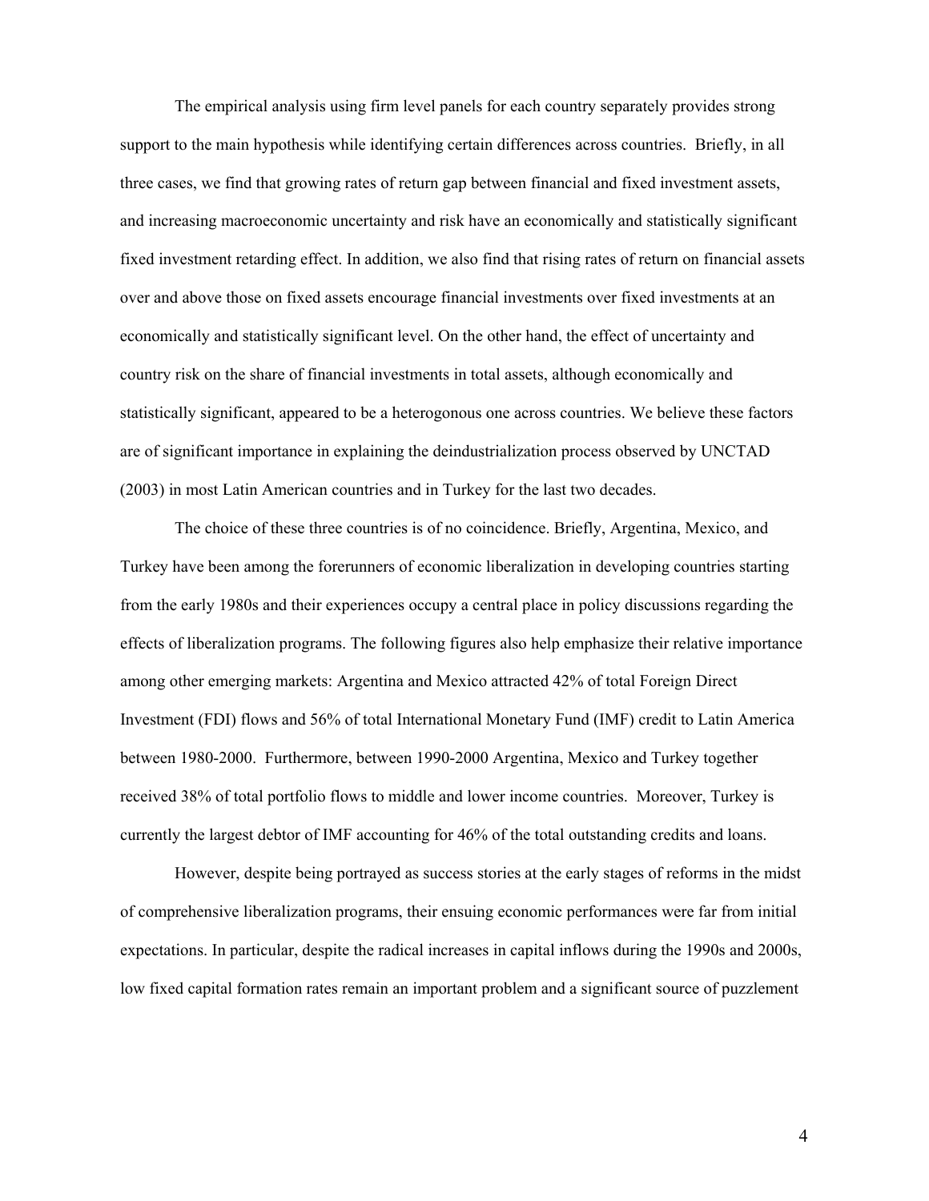The empirical analysis using firm level panels for each country separately provides strong support to the main hypothesis while identifying certain differences across countries. Briefly, in all three cases, we find that growing rates of return gap between financial and fixed investment assets, and increasing macroeconomic uncertainty and risk have an economically and statistically significant fixed investment retarding effect. In addition, we also find that rising rates of return on financial assets over and above those on fixed assets encourage financial investments over fixed investments at an economically and statistically significant level. On the other hand, the effect of uncertainty and country risk on the share of financial investments in total assets, although economically and statistically significant, appeared to be a heterogonous one across countries. We believe these factors are of significant importance in explaining the deindustrialization process observed by UNCTAD (2003) in most Latin American countries and in Turkey for the last two decades.

The choice of these three countries is of no coincidence. Briefly, Argentina, Mexico, and Turkey have been among the forerunners of economic liberalization in developing countries starting from the early 1980s and their experiences occupy a central place in policy discussions regarding the effects of liberalization programs. The following figures also help emphasize their relative importance among other emerging markets: Argentina and Mexico attracted 42% of total Foreign Direct Investment (FDI) flows and 56% of total International Monetary Fund (IMF) credit to Latin America between 1980-2000. Furthermore, between 1990-2000 Argentina, Mexico and Turkey together received 38% of total portfolio flows to middle and lower income countries. Moreover, Turkey is currently the largest debtor of IMF accounting for 46% of the total outstanding credits and loans.

However, despite being portrayed as success stories at the early stages of reforms in the midst of comprehensive liberalization programs, their ensuing economic performances were far from initial expectations. In particular, despite the radical increases in capital inflows during the 1990s and 2000s, low fixed capital formation rates remain an important problem and a significant source of puzzlement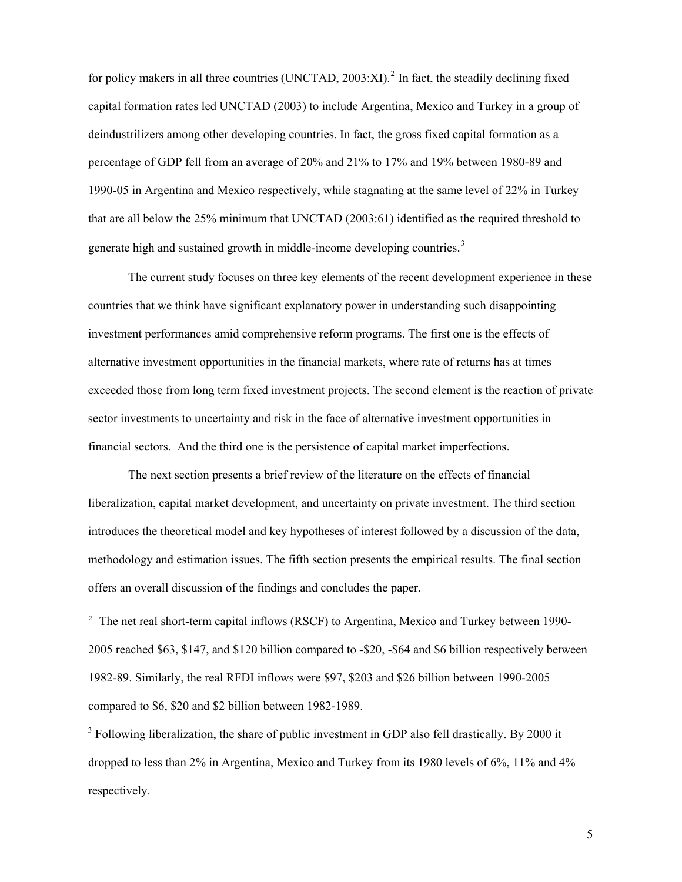for policy makers in all three countries (UNCTAD, 2003:XI).[2] In fact, the steadily declining fixed capital formation rates led UNCTAD (2003) to include Argentina, Mexico and Turkey in a group of deindustrilizers among other developing countries. In fact, the gross fixed capital formation as a percentage of GDP fell from an average of 20% and 21% to 17% and 19% between 1980-89 and 1990-05 in Argentina and Mexico respectively, while stagnating at the same level of 22% in Turkey that are all below the 25% minimum that UNCTAD (2003:61) identified as the required threshold to generate high and sustained growth in middle-income developing countries.[3]

The current study focuses on three key elements of the recent development experience in these countries that we think have significant explanatory power in understanding such disappointing investment performances amid comprehensive reform programs. The first one is the effects of alternative investment opportunities in the financial markets, where rate of returns has at times exceeded those from long term fixed investment projects. The second element is the reaction of private sector investments to uncertainty and risk in the face of alternative investment opportunities in financial sectors. And the third one is the persistence of capital market imperfections.

The next section presents a brief review of the literature on the effects of financial liberalization, capital market development, and uncertainty on private investment. The third section introduces the theoretical model and key hypotheses of interest followed by a discussion of the data, methodology and estimation issues. The fifth section presents the empirical results. The final section offers an overall discussion of the findings and concludes the paper.

---

[2] The net real short-term capital inflows (RSCF) to Argentina, Mexico and Turkey between 1990-2005 reached \$63, \$147, and \$120 billion compared to -\$20, -\$64 and \$6 billion respectively between 1982-89. Similarly, the real RFDI inflows were \$97, \$203 and \$26 billion between 1990-2005 compared to \$6, \$20 and \$2 billion between 1982-1989.

[3] Following liberalization, the share of public investment in GDP also fell drastically. By 2000 it dropped to less than 2% in Argentina, Mexico and Turkey from its 1980 levels of 6%, 11% and 4% respectively.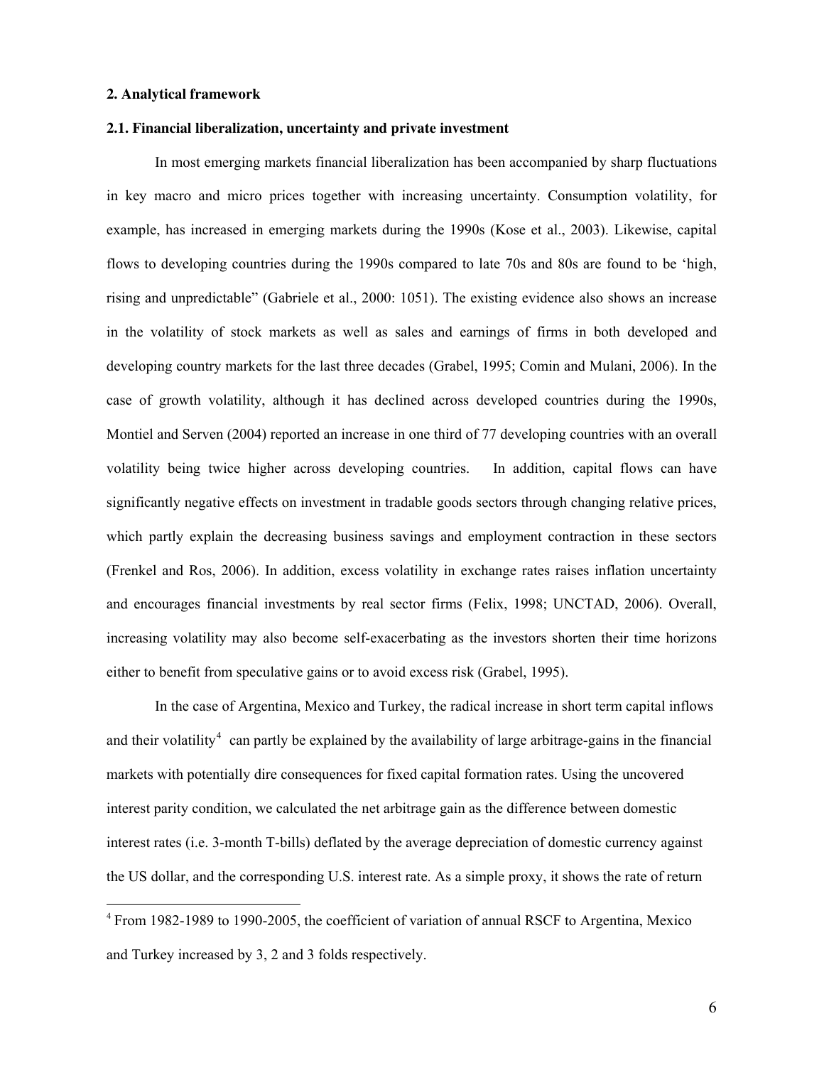## 2. Analytical framework

### 2.1. Financial liberalization, uncertainty and private investment

In most emerging markets financial liberalization has been accompanied by sharp fluctuations in key macro and micro prices together with increasing uncertainty. Consumption volatility, for example, has increased in emerging markets during the 1990s (Kose et al., 2003). Likewise, capital flows to developing countries during the 1990s compared to late 70s and 80s are found to be 'high, rising and unpredictable" (Gabriele et al., 2000: 1051). The existing evidence also shows an increase in the volatility of stock markets as well as sales and earnings of firms in both developed and developing country markets for the last three decades (Grabel, 1995; Comin and Mulani, 2006). In the case of growth volatility, although it has declined across developed countries during the 1990s, Montiel and Serven (2004) reported an increase in one third of 77 developing countries with an overall volatility being twice higher across developing countries. In addition, capital flows can have significantly negative effects on investment in tradable goods sectors through changing relative prices, which partly explain the decreasing business savings and employment contraction in these sectors (Frenkel and Ros, 2006). In addition, excess volatility in exchange rates raises inflation uncertainty and encourages financial investments by real sector firms (Felix, 1998; UNCTAD, 2006). Overall, increasing volatility may also become self-exacerbating as the investors shorten their time horizons either to benefit from speculative gains or to avoid excess risk (Grabel, 1995).

In the case of Argentina, Mexico and Turkey, the radical increase in short term capital inflows and their volatility[4] can partly be explained by the availability of large arbitrage-gains in the financial markets with potentially dire consequences for fixed capital formation rates. Using the uncovered interest parity condition, we calculated the net arbitrage gain as the difference between domestic interest rates (i.e. 3-month T-bills) deflated by the average depreciation of domestic currency against the US dollar, and the corresponding U.S. interest rate. As a simple proxy, it shows the rate of return

[4] From 1982-1989 to 1990-2005, the coefficient of variation of annual RSCF to Argentina, Mexico and Turkey increased by 3, 2 and 3 folds respectively.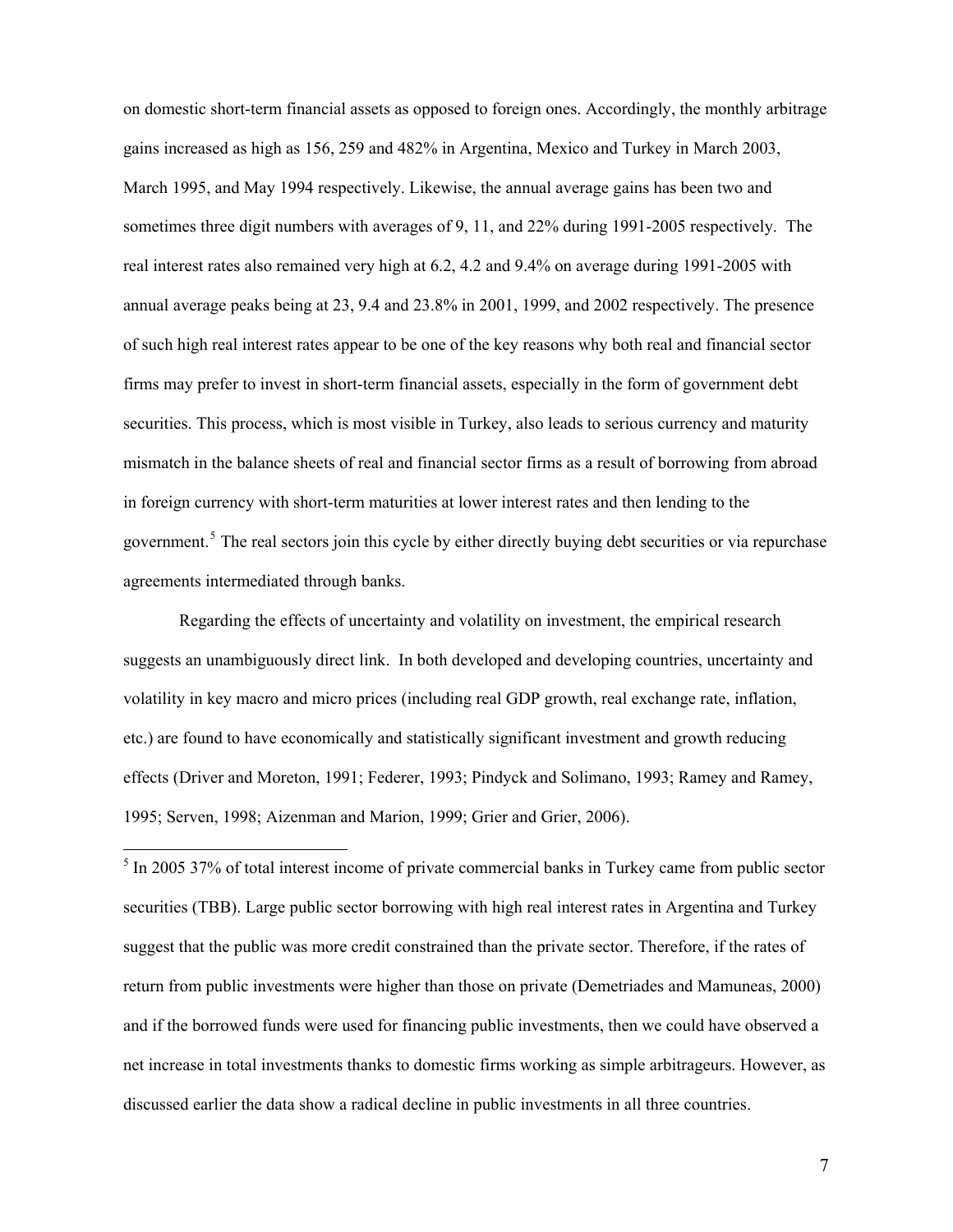on domestic short-term financial assets as opposed to foreign ones. Accordingly, the monthly arbitrage gains increased as high as 156, 259 and 482% in Argentina, Mexico and Turkey in March 2003, March 1995, and May 1994 respectively. Likewise, the annual average gains has been two and sometimes three digit numbers with averages of 9, 11, and 22% during 1991-2005 respectively. The real interest rates also remained very high at 6.2, 4.2 and 9.4% on average during 1991-2005 with annual average peaks being at 23, 9.4 and 23.8% in 2001, 1999, and 2002 respectively. The presence of such high real interest rates appear to be one of the key reasons why both real and financial sector firms may prefer to invest in short-term financial assets, especially in the form of government debt securities. This process, which is most visible in Turkey, also leads to serious currency and maturity mismatch in the balance sheets of real and financial sector firms as a result of borrowing from abroad in foreign currency with short-term maturities at lower interest rates and then lending to the government.[5] The real sectors join this cycle by either directly buying debt securities or via repurchase agreements intermediated through banks.

Regarding the effects of uncertainty and volatility on investment, the empirical research suggests an unambiguously direct link. In both developed and developing countries, uncertainty and volatility in key macro and micro prices (including real GDP growth, real exchange rate, inflation, etc.) are found to have economically and statistically significant investment and growth reducing effects (Driver and Moreton, 1991; Federer, 1993; Pindyck and Solimano, 1993; Ramey and Ramey, 1995; Serven, 1998; Aizenman and Marion, 1999; Grier and Grier, 2006).

---

[5] In 2005 37% of total interest income of private commercial banks in Turkey came from public sector securities (TBB). Large public sector borrowing with high real interest rates in Argentina and Turkey suggest that the public was more credit constrained than the private sector. Therefore, if the rates of return from public investments were higher than those on private (Demetriades and Mamuneas, 2000) and if the borrowed funds were used for financing public investments, then we could have observed a net increase in total investments thanks to domestic firms working as simple arbitrageurs. However, as discussed earlier the data show a radical decline in public investments in all three countries.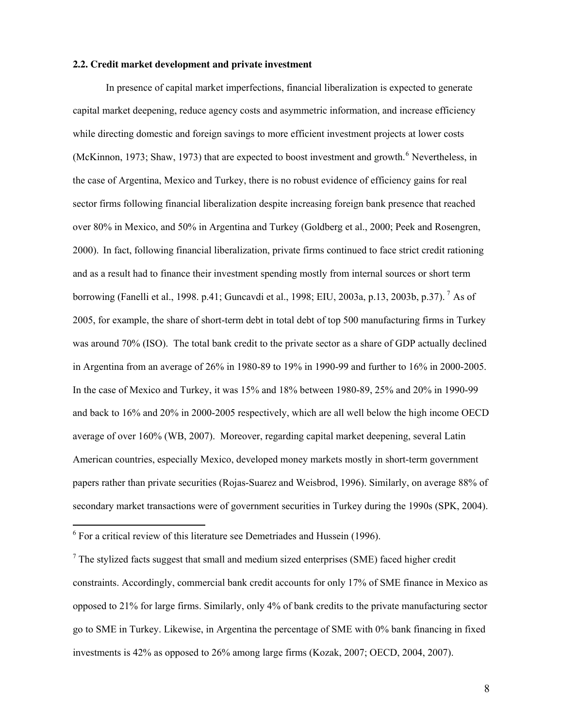### 2.2. Credit market development and private investment

In presence of capital market imperfections, financial liberalization is expected to generate capital market deepening, reduce agency costs and asymmetric information, and increase efficiency while directing domestic and foreign savings to more efficient investment projects at lower costs (McKinnon, 1973; Shaw, 1973) that are expected to boost investment and growth.[6] Nevertheless, in the case of Argentina, Mexico and Turkey, there is no robust evidence of efficiency gains for real sector firms following financial liberalization despite increasing foreign bank presence that reached over 80% in Mexico, and 50% in Argentina and Turkey (Goldberg et al., 2000; Peek and Rosengren, 2000). In fact, following financial liberalization, private firms continued to face strict credit rationing and as a result had to finance their investment spending mostly from internal sources or short term borrowing (Fanelli et al., 1998. p.41; Guncavdi et al., 1998; EIU, 2003a, p.13, 2003b, p.37).[7] As of 2005, for example, the share of short-term debt in total debt of top 500 manufacturing firms in Turkey was around 70% (ISO). The total bank credit to the private sector as a share of GDP actually declined in Argentina from an average of 26% in 1980-89 to 19% in 1990-99 and further to 16% in 2000-2005. In the case of Mexico and Turkey, it was 15% and 18% between 1980-89, 25% and 20% in 1990-99 and back to 16% and 20% in 2000-2005 respectively, which are all well below the high income OECD average of over 160% (WB, 2007). Moreover, regarding capital market deepening, several Latin American countries, especially Mexico, developed money markets mostly in short-term government papers rather than private securities (Rojas-Suarez and Weisbrod, 1996). Similarly, on average 88% of secondary market transactions were of government securities in Turkey during the 1990s (SPK, 2004).

[6] For a critical review of this literature see Demetriades and Hussein (1996).

[7] The stylized facts suggest that small and medium sized enterprises (SME) faced higher credit constraints. Accordingly, commercial bank credit accounts for only 17% of SME finance in Mexico as opposed to 21% for large firms. Similarly, only 4% of bank credits to the private manufacturing sector go to SME in Turkey. Likewise, in Argentina the percentage of SME with 0% bank financing in fixed investments is 42% as opposed to 26% among large firms (Kozak, 2007; OECD, 2004, 2007).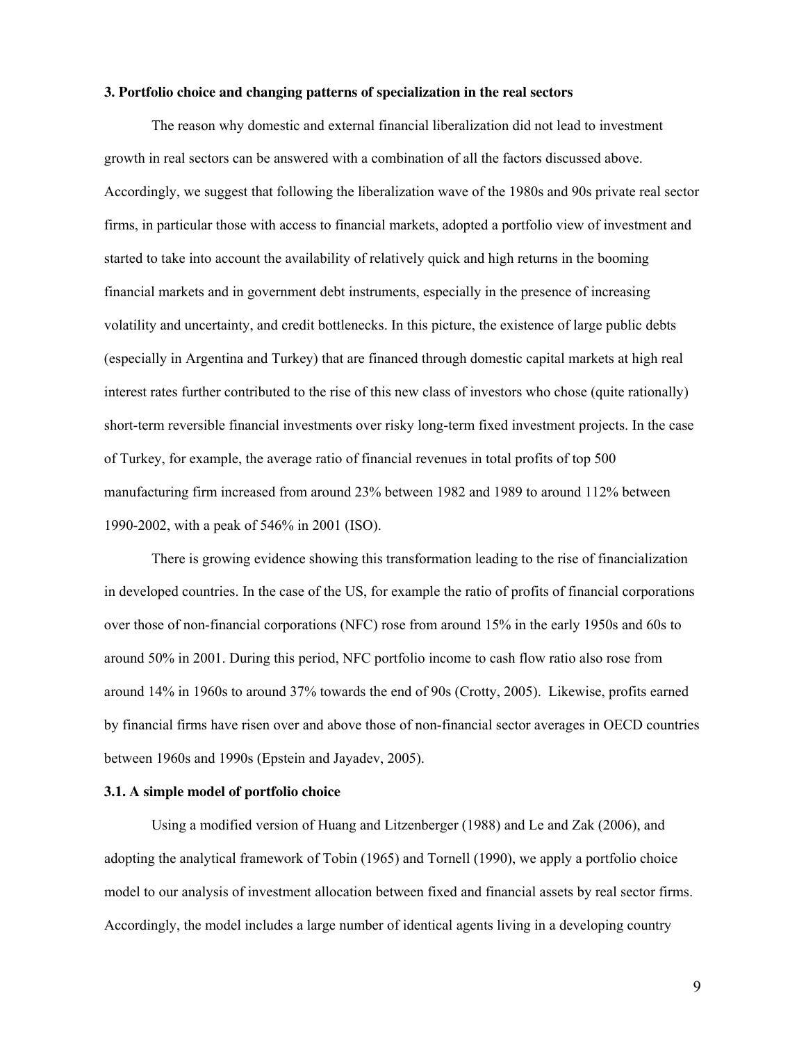### 3. Portfolio choice and changing patterns of specialization in the real sectors

The reason why domestic and external financial liberalization did not lead to investment growth in real sectors can be answered with a combination of all the factors discussed above. Accordingly, we suggest that following the liberalization wave of the 1980s and 90s private real sector firms, in particular those with access to financial markets, adopted a portfolio view of investment and started to take into account the availability of relatively quick and high returns in the booming financial markets and in government debt instruments, especially in the presence of increasing volatility and uncertainty, and credit bottlenecks. In this picture, the existence of large public debts (especially in Argentina and Turkey) that are financed through domestic capital markets at high real interest rates further contributed to the rise of this new class of investors who chose (quite rationally) short-term reversible financial investments over risky long-term fixed investment projects. In the case of Turkey, for example, the average ratio of financial revenues in total profits of top 500 manufacturing firm increased from around 23% between 1982 and 1989 to around 112% between 1990-2002, with a peak of 546% in 2001 (ISO).

There is growing evidence showing this transformation leading to the rise of financialization in developed countries. In the case of the US, for example the ratio of profits of financial corporations over those of non-financial corporations (NFC) rose from around 15% in the early 1950s and 60s to around 50% in 2001. During this period, NFC portfolio income to cash flow ratio also rose from around 14% in 1960s to around 37% towards the end of 90s (Crotty, 2005). Likewise, profits earned by financial firms have risen over and above those of non-financial sector averages in OECD countries between 1960s and 1990s (Epstein and Jayadev, 2005).

#### 3.1. A simple model of portfolio choice

Using a modified version of Huang and Litzenberger (1988) and Le and Zak (2006), and adopting the analytical framework of Tobin (1965) and Tornell (1990), we apply a portfolio choice model to our analysis of investment allocation between fixed and financial assets by real sector firms. Accordingly, the model includes a large number of identical agents living in a developing country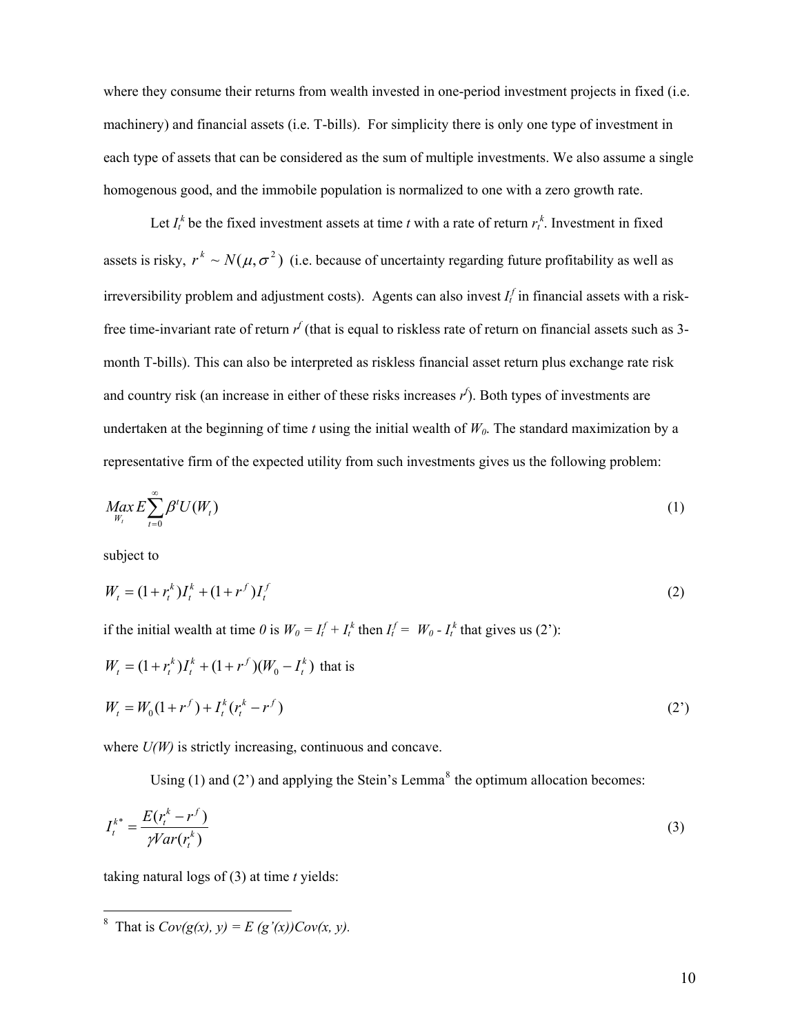where they consume their returns from wealth invested in one-period investment projects in fixed (i.e. machinery) and financial assets (i.e. T-bills). For simplicity there is only one type of investment in each type of assets that can be considered as the sum of multiple investments. We also assume a single homogenous good, and the immobile population is normalized to one with a zero growth rate.

Let $I_t^k$ be the fixed investment assets at time *t* with a rate of return $r_t^k$. Investment in fixed assets is risky, $r^k \sim N(\mu, \sigma^2)$ (i.e. because of uncertainty regarding future profitability as well as irreversibility problem and adjustment costs). Agents can also invest $I_t^f$ in financial assets with a risk-free time-invariant rate of return $r^f$ (that is equal to riskless rate of return on financial assets such as 3-month T-bills). This can also be interpreted as riskless financial asset return plus exchange rate risk and country risk (an increase in either of these risks increases $r^f$). Both types of investments are undertaken at the beginning of time *t* using the initial wealth of $W_0$. The standard maximization by a representative firm of the expected utility from such investments gives us the following problem:

$$\underset{W_t}{Max}\, E\sum_{t=0}^{\infty} \beta^t U(W_t) \tag{1}$$

subject to

$$W_t = (1+r_t^k)I_t^k + (1+r^f)I_t^f \tag{2}$$

if the initial wealth at time *0* is $W_0 = I_t^f + I_t^k$ then $I_t^f = W_0 - I_t^k$ that gives us (2'):

$$W_t = (1+r_t^k)I_t^k + (1+r^f)(W_0 - I_t^k) \text{ that is}$$

$$W_t = W_0(1+r^f) + I_t^k(r_t^k - r^f) \tag{2'}$$

where *U(W)* is strictly increasing, continuous and concave.

Using (1) and (2') and applying the Stein's Lemma[8] the optimum allocation becomes:

$$I_t^{k*} = \frac{E(r_t^k - r^f)}{\gamma Var(r_t^k)} \tag{3}$$

taking natural logs of (3) at time *t* yields:

[8] That is *Cov(g(x), y) = E (g'(x))Cov(x, y).*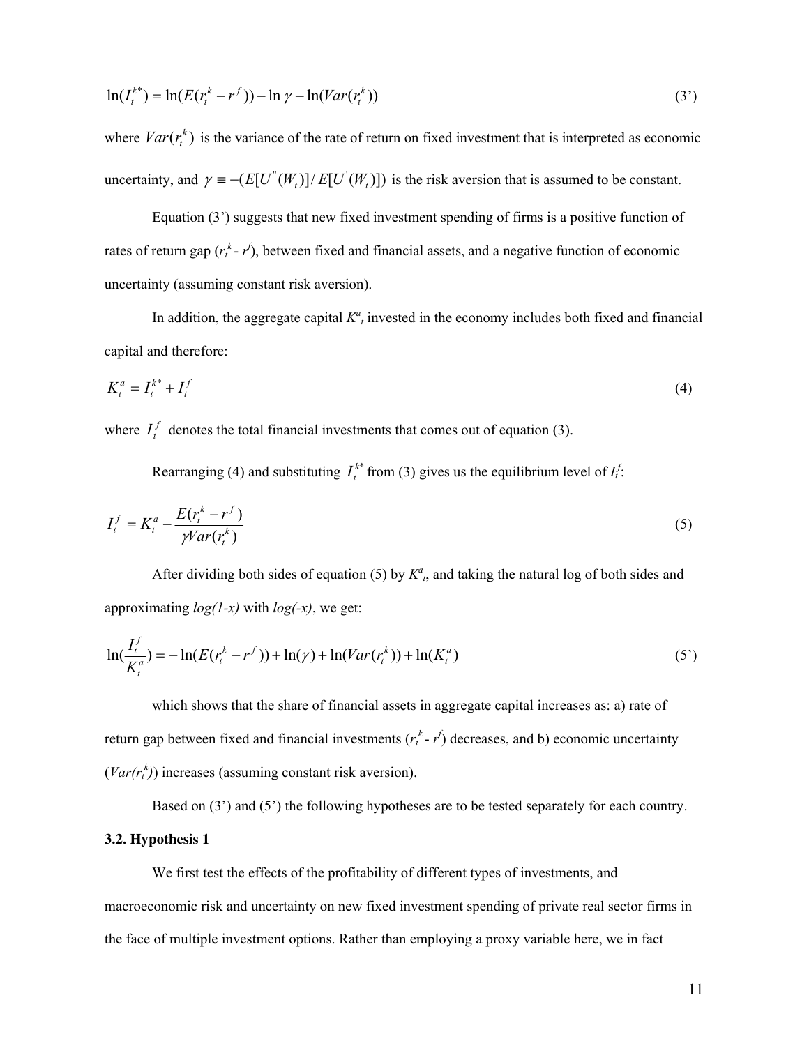$$\ln(I_t^{k*}) = \ln(E(r_t^k - r^f)) - \ln\gamma - \ln(Var(r_t^k)) \tag{3'}$$

where $Var(r_t^k)$ is the variance of the rate of return on fixed investment that is interpreted as economic uncertainty, and $\gamma \equiv -(E[U^{''}(W_t)]/E[U^{'}(W_t)])$ is the risk aversion that is assumed to be constant.

Equation (3') suggests that new fixed investment spending of firms is a positive function of rates of return gap ($r_t^k$ - $r^f$), between fixed and financial assets, and a negative function of economic uncertainty (assuming constant risk aversion).

In addition, the aggregate capital $K^a_t$ invested in the economy includes both fixed and financial capital and therefore:

$$K_t^a = I_t^{k*} + I_t^f \tag{4}$$

where $I_t^f$ denotes the total financial investments that comes out of equation (3).

Rearranging (4) and substituting $I_t^{k*}$ from (3) gives us the equilibrium level of $I_t^f$:

$$I_t^f = K_t^a - \frac{E(r_t^k - r^f)}{\gamma Var(r_t^k)} \tag{5}$$

After dividing both sides of equation (5) by $K^a_t$, and taking the natural log of both sides and approximating *log(1-x)* with *log(-x)*, we get:

$$\ln(\frac{I_t^f}{K_t^a}) = -\ln(E(r_t^k - r^f)) + \ln(\gamma) + \ln(Var(r_t^k)) + \ln(K_t^a) \tag{5'}$$

which shows that the share of financial assets in aggregate capital increases as: a) rate of return gap between fixed and financial investments ($r_t^k$ - $r^f$) decreases, and b) economic uncertainty ($Var(r_t^k)$) increases (assuming constant risk aversion).

Based on (3') and (5') the following hypotheses are to be tested separately for each country.

### 3.2. Hypothesis 1

We first test the effects of the profitability of different types of investments, and macroeconomic risk and uncertainty on new fixed investment spending of private real sector firms in the face of multiple investment options. Rather than employing a proxy variable here, we in fact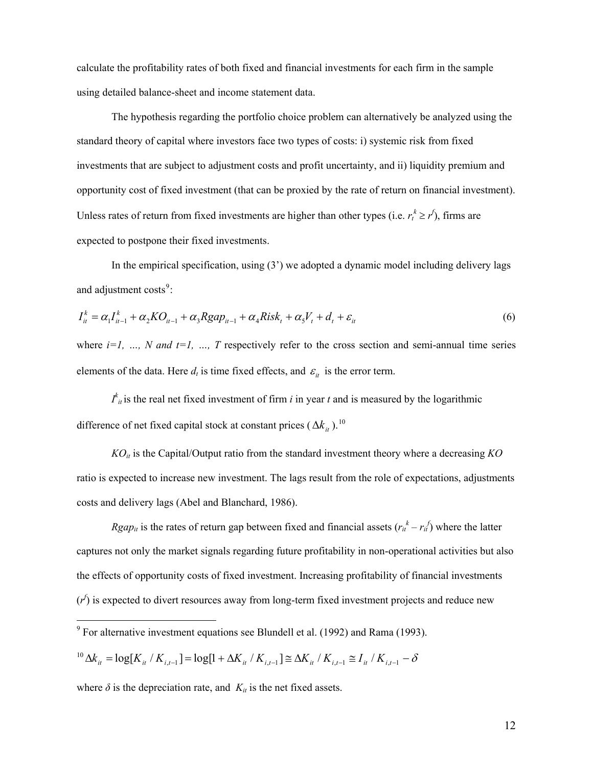calculate the profitability rates of both fixed and financial investments for each firm in the sample using detailed balance-sheet and income statement data.

The hypothesis regarding the portfolio choice problem can alternatively be analyzed using the standard theory of capital where investors face two types of costs: i) systemic risk from fixed investments that are subject to adjustment costs and profit uncertainty, and ii) liquidity premium and opportunity cost of fixed investment (that can be proxied by the rate of return on financial investment). Unless rates of return from fixed investments are higher than other types (i.e. $r_t^k \geq r^f$), firms are expected to postpone their fixed investments.

In the empirical specification, using (3') we adopted a dynamic model including delivery lags and adjustment costs[9]:

$$I_{it}^k = \alpha_1 I_{it-1}^k + \alpha_2 KO_{it-1} + \alpha_3 Rgap_{it-1} + \alpha_4 Risk_t + \alpha_5 V_t + d_t + \varepsilon_{it} \tag{6}$$

where $i=1, \ldots, N$ and $t=1, \ldots, T$ respectively refer to the cross section and semi-annual time series elements of the data. Here $d_t$ is time fixed effects, and $\varepsilon_{it}$ is the error term.

$I^k_{it}$ is the real net fixed investment of firm $i$ in year $t$ and is measured by the logarithmic difference of net fixed capital stock at constant prices ($\Delta k_{it}$).[10]

$KO_{it}$ is the Capital/Output ratio from the standard investment theory where a decreasing $KO$ ratio is expected to increase new investment. The lags result from the role of expectations, adjustments costs and delivery lags (Abel and Blanchard, 1986).

$Rgap_{it}$ is the rates of return gap between fixed and financial assets ($r_{it}^k - r_{it}^f$) where the latter captures not only the market signals regarding future profitability in non-operational activities but also the effects of opportunity costs of fixed investment. Increasing profitability of financial investments ($r^f$) is expected to divert resources away from long-term fixed investment projects and reduce new

[9] For alternative investment equations see Blundell et al. (1992) and Rama (1993).

[10] $\Delta k_{it} = \log[K_{it} / K_{i,t-1}] = \log[1 + \Delta K_{it} / K_{i,t-1}] \cong \Delta K_{it} / K_{i,t-1} \cong I_{it} / K_{i,t-1} - \delta$

where $\delta$ is the depreciation rate, and $K_{it}$ is the net fixed assets.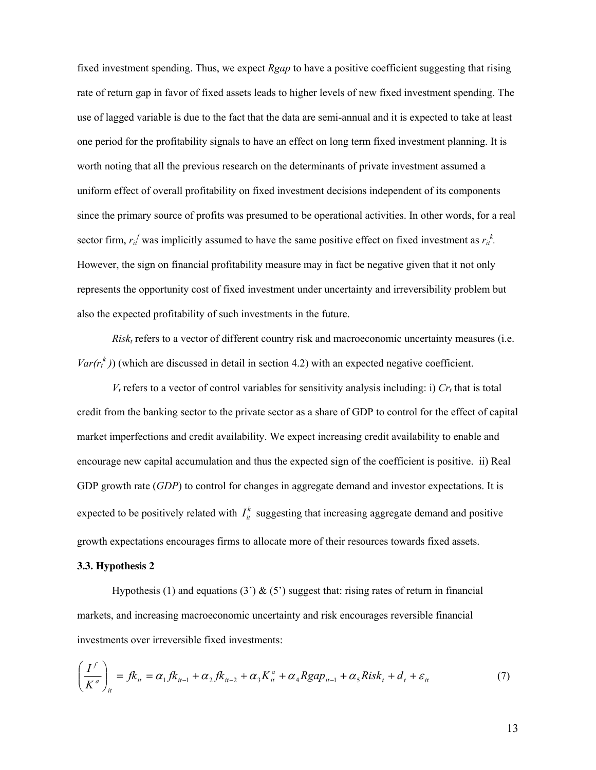fixed investment spending. Thus, we expect *Rgap* to have a positive coefficient suggesting that rising rate of return gap in favor of fixed assets leads to higher levels of new fixed investment spending. The use of lagged variable is due to the fact that the data are semi-annual and it is expected to take at least one period for the profitability signals to have an effect on long term fixed investment planning. It is worth noting that all the previous research on the determinants of private investment assumed a uniform effect of overall profitability on fixed investment decisions independent of its components since the primary source of profits was presumed to be operational activities. In other words, for a real sector firm, $r_{it}^{f}$ was implicitly assumed to have the same positive effect on fixed investment as $r_{it}^{k}$. However, the sign on financial profitability measure may in fact be negative given that it not only represents the opportunity cost of fixed investment under uncertainty and irreversibility problem but also the expected profitability of such investments in the future.

$Risk_t$ refers to a vector of different country risk and macroeconomic uncertainty measures (i.e. $Var(r_t^k)$) (which are discussed in detail in section 4.2) with an expected negative coefficient.

$V_t$ refers to a vector of control variables for sensitivity analysis including: i) $Cr_t$ that is total credit from the banking sector to the private sector as a share of GDP to control for the effect of capital market imperfections and credit availability. We expect increasing credit availability to enable and encourage new capital accumulation and thus the expected sign of the coefficient is positive. ii) Real GDP growth rate (*GDP*) to control for changes in aggregate demand and investor expectations. It is expected to be positively related with $I_{it}^{k}$ suggesting that increasing aggregate demand and positive growth expectations encourages firms to allocate more of their resources towards fixed assets.

### 3.3. Hypothesis 2

Hypothesis (1) and equations (3') & (5') suggest that: rising rates of return in financial markets, and increasing macroeconomic uncertainty and risk encourages reversible financial investments over irreversible fixed investments:

$$\left(\frac{I^{f}}{K^{a}}\right)_{it} = fk_{it} = \alpha_1 fk_{it-1} + \alpha_2 fk_{it-2} + \alpha_3 K_{it}^{a} + \alpha_4 Rgap_{it-1} + \alpha_5 Risk_t + d_t + \varepsilon_{it} \tag{7}$$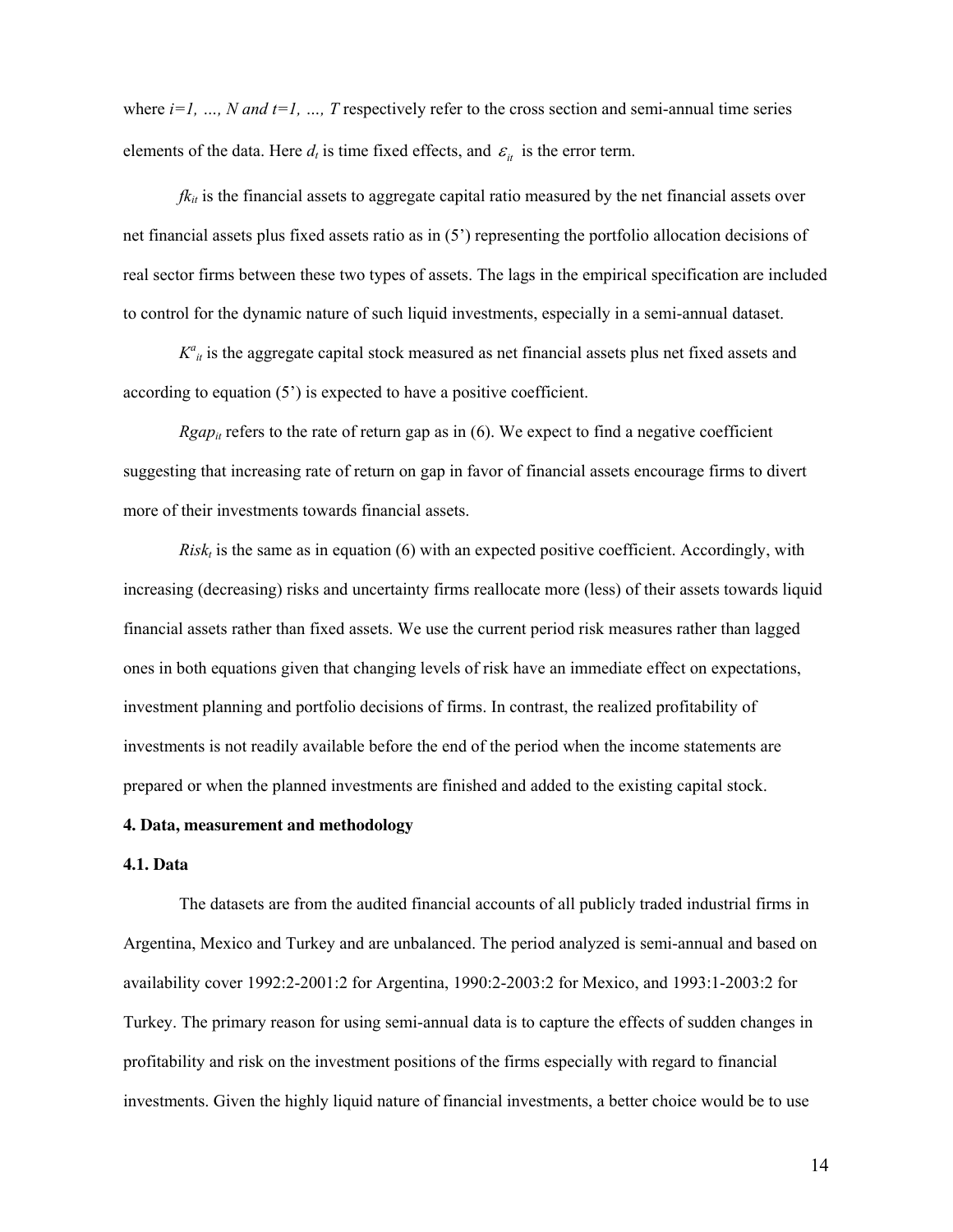where $i=1, \ldots, N$ and $t=1, \ldots, T$ respectively refer to the cross section and semi-annual time series elements of the data. Here $d_t$ is time fixed effects, and $\varepsilon_{it}$ is the error term.

$fk_{it}$ is the financial assets to aggregate capital ratio measured by the net financial assets over net financial assets plus fixed assets ratio as in (5') representing the portfolio allocation decisions of real sector firms between these two types of assets. The lags in the empirical specification are included to control for the dynamic nature of such liquid investments, especially in a semi-annual dataset.

$K^a_{it}$ is the aggregate capital stock measured as net financial assets plus net fixed assets and according to equation (5') is expected to have a positive coefficient.

$Rgap_{it}$ refers to the rate of return gap as in (6). We expect to find a negative coefficient suggesting that increasing rate of return on gap in favor of financial assets encourage firms to divert more of their investments towards financial assets.

$Risk_t$ is the same as in equation (6) with an expected positive coefficient. Accordingly, with increasing (decreasing) risks and uncertainty firms reallocate more (less) of their assets towards liquid financial assets rather than fixed assets. We use the current period risk measures rather than lagged ones in both equations given that changing levels of risk have an immediate effect on expectations, investment planning and portfolio decisions of firms. In contrast, the realized profitability of investments is not readily available before the end of the period when the income statements are prepared or when the planned investments are finished and added to the existing capital stock.

## 4. Data, measurement and methodology

### 4.1. Data

The datasets are from the audited financial accounts of all publicly traded industrial firms in Argentina, Mexico and Turkey and are unbalanced. The period analyzed is semi-annual and based on availability cover 1992:2-2001:2 for Argentina, 1990:2-2003:2 for Mexico, and 1993:1-2003:2 for Turkey. The primary reason for using semi-annual data is to capture the effects of sudden changes in profitability and risk on the investment positions of the firms especially with regard to financial investments. Given the highly liquid nature of financial investments, a better choice would be to use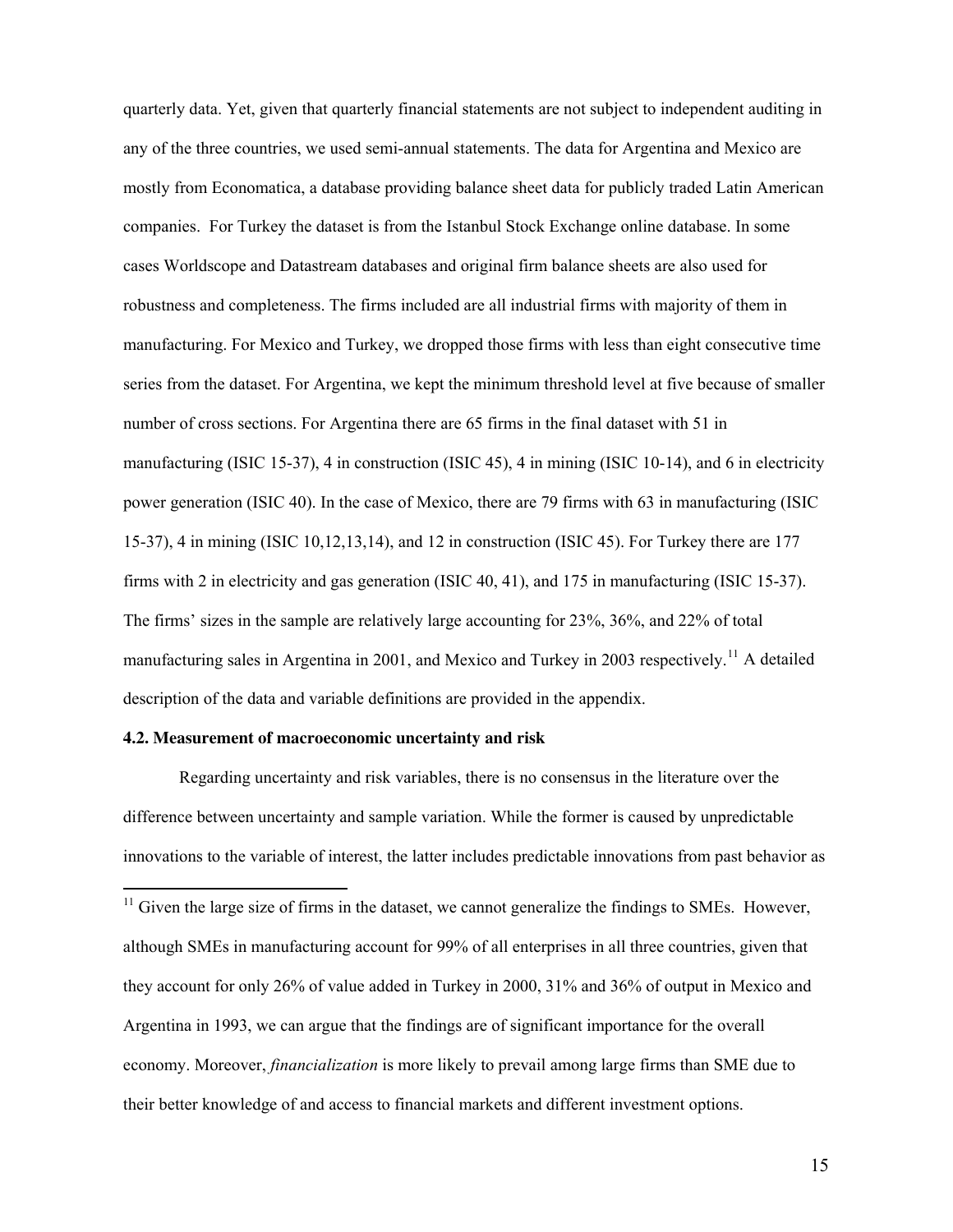quarterly data. Yet, given that quarterly financial statements are not subject to independent auditing in any of the three countries, we used semi-annual statements. The data for Argentina and Mexico are mostly from Economatica, a database providing balance sheet data for publicly traded Latin American companies. For Turkey the dataset is from the Istanbul Stock Exchange online database. In some cases Worldscope and Datastream databases and original firm balance sheets are also used for robustness and completeness. The firms included are all industrial firms with majority of them in manufacturing. For Mexico and Turkey, we dropped those firms with less than eight consecutive time series from the dataset. For Argentina, we kept the minimum threshold level at five because of smaller number of cross sections. For Argentina there are 65 firms in the final dataset with 51 in manufacturing (ISIC 15-37), 4 in construction (ISIC 45), 4 in mining (ISIC 10-14), and 6 in electricity power generation (ISIC 40). In the case of Mexico, there are 79 firms with 63 in manufacturing (ISIC 15-37), 4 in mining (ISIC 10,12,13,14), and 12 in construction (ISIC 45). For Turkey there are 177 firms with 2 in electricity and gas generation (ISIC 40, 41), and 175 in manufacturing (ISIC 15-37). The firms' sizes in the sample are relatively large accounting for 23%, 36%, and 22% of total manufacturing sales in Argentina in 2001, and Mexico and Turkey in 2003 respectively.[11] A detailed description of the data and variable definitions are provided in the appendix.

### 4.2. Measurement of macroeconomic uncertainty and risk

Regarding uncertainty and risk variables, there is no consensus in the literature over the difference between uncertainty and sample variation. While the former is caused by unpredictable innovations to the variable of interest, the latter includes predictable innovations from past behavior as

[11] Given the large size of firms in the dataset, we cannot generalize the findings to SMEs. However, although SMEs in manufacturing account for 99% of all enterprises in all three countries, given that they account for only 26% of value added in Turkey in 2000, 31% and 36% of output in Mexico and Argentina in 1993, we can argue that the findings are of significant importance for the overall economy. Moreover, *financialization* is more likely to prevail among large firms than SME due to their better knowledge of and access to financial markets and different investment options.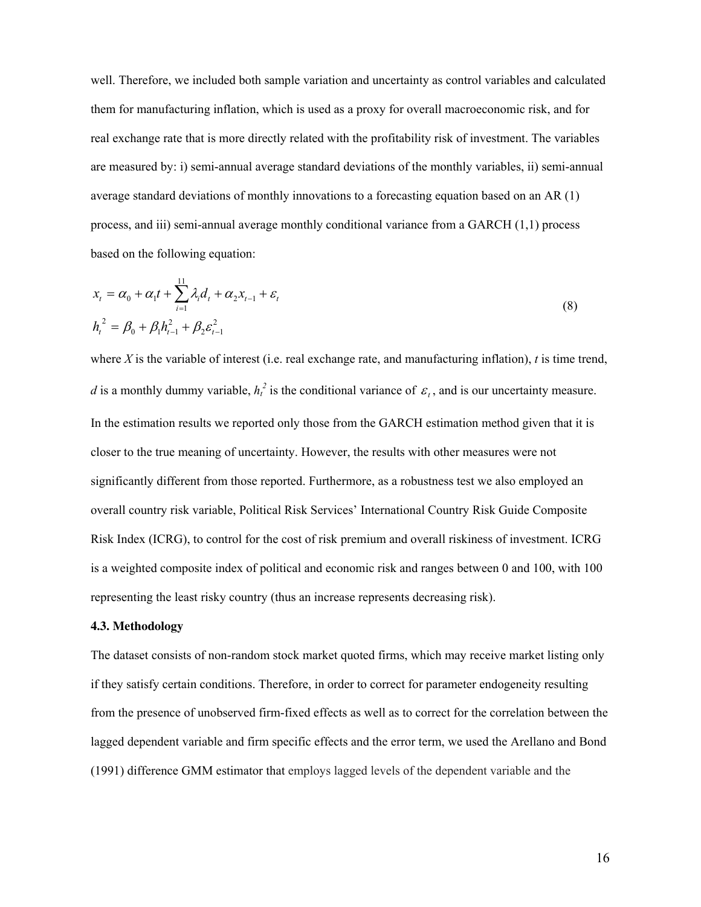well. Therefore, we included both sample variation and uncertainty as control variables and calculated them for manufacturing inflation, which is used as a proxy for overall macroeconomic risk, and for real exchange rate that is more directly related with the profitability risk of investment. The variables are measured by: i) semi-annual average standard deviations of the monthly variables, ii) semi-annual average standard deviations of monthly innovations to a forecasting equation based on an AR (1) process, and iii) semi-annual average monthly conditional variance from a GARCH (1,1) process based on the following equation:

$$
\begin{aligned}
x_t &= \alpha_0 + \alpha_1 t + \sum_{i=1}^{11} \lambda_i d_t + \alpha_2 x_{t-1} + \varepsilon_t \\
h_t^2 &= \beta_0 + \beta_1 h_{t-1}^2 + \beta_2 \varepsilon_{t-1}^2
\end{aligned}
\tag{8}
$$

where *X* is the variable of interest (i.e. real exchange rate, and manufacturing inflation), *t* is time trend, *d* is a monthly dummy variable, $h_t^2$ is the conditional variance of $\varepsilon_t$, and is our uncertainty measure. In the estimation results we reported only those from the GARCH estimation method given that it is closer to the true meaning of uncertainty. However, the results with other measures were not significantly different from those reported. Furthermore, as a robustness test we also employed an overall country risk variable, Political Risk Services' International Country Risk Guide Composite Risk Index (ICRG), to control for the cost of risk premium and overall riskiness of investment. ICRG is a weighted composite index of political and economic risk and ranges between 0 and 100, with 100 representing the least risky country (thus an increase represents decreasing risk).

### 4.3. Methodology

The dataset consists of non-random stock market quoted firms, which may receive market listing only if they satisfy certain conditions. Therefore, in order to correct for parameter endogeneity resulting from the presence of unobserved firm-fixed effects as well as to correct for the correlation between the lagged dependent variable and firm specific effects and the error term, we used the Arellano and Bond (1991) difference GMM estimator that employs lagged levels of the dependent variable and the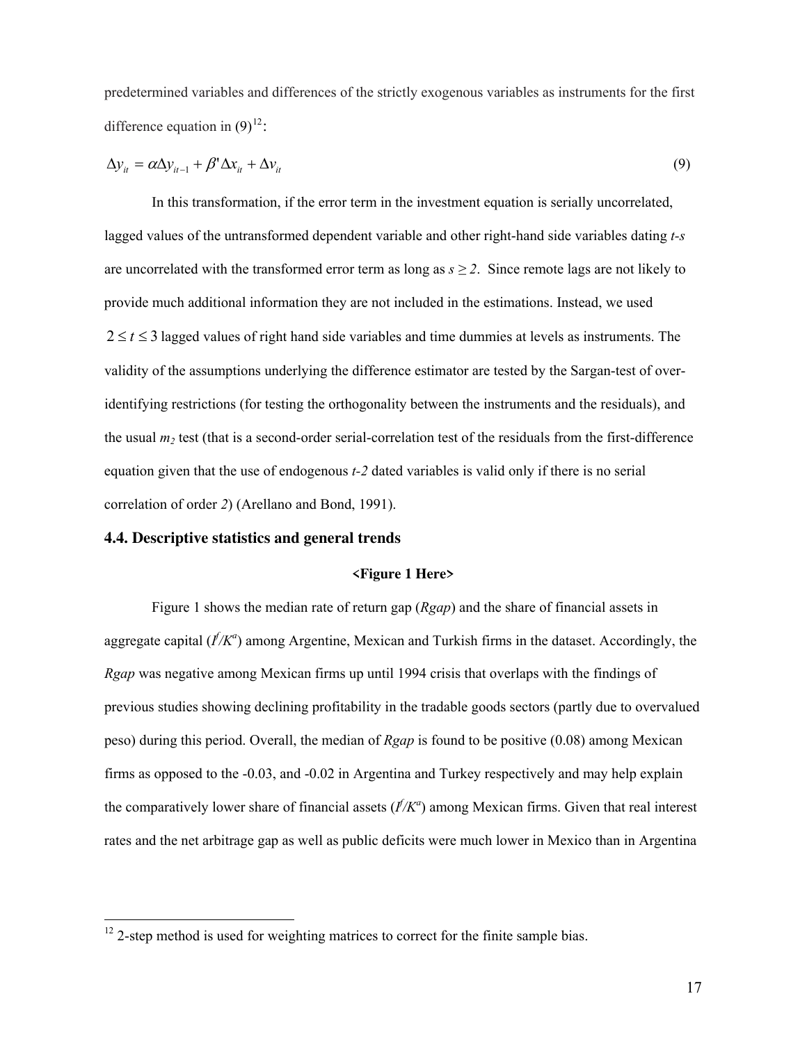predetermined variables and differences of the strictly exogenous variables as instruments for the first difference equation in (9)[12]:

$$\Delta y_{it} = \alpha \Delta y_{it-1} + \beta' \Delta x_{it} + \Delta v_{it} \tag{9}$$

In this transformation, if the error term in the investment equation is serially uncorrelated, lagged values of the untransformed dependent variable and other right-hand side variables dating *t-s* are uncorrelated with the transformed error term as long as $s \geq 2$. Since remote lags are not likely to provide much additional information they are not included in the estimations. Instead, we used $2 \leq t \leq 3$ lagged values of right hand side variables and time dummies at levels as instruments. The validity of the assumptions underlying the difference estimator are tested by the Sargan-test of over-identifying restrictions (for testing the orthogonality between the instruments and the residuals), and the usual $m_2$ test (that is a second-order serial-correlation test of the residuals from the first-difference equation given that the use of endogenous *t-2* dated variables is valid only if there is no serial correlation of order *2*) (Arellano and Bond, 1991).

### 4.4. Descriptive statistics and general trends

**<Figure 1 Here>**

Figure 1 shows the median rate of return gap (*Rgap*) and the share of financial assets in aggregate capital ($I^f/K^a$) among Argentine, Mexican and Turkish firms in the dataset. Accordingly, the *Rgap* was negative among Mexican firms up until 1994 crisis that overlaps with the findings of previous studies showing declining profitability in the tradable goods sectors (partly due to overvalued peso) during this period. Overall, the median of *Rgap* is found to be positive (0.08) among Mexican firms as opposed to the -0.03, and -0.02 in Argentina and Turkey respectively and may help explain the comparatively lower share of financial assets ($I^f/K^a$) among Mexican firms. Given that real interest rates and the net arbitrage gap as well as public deficits were much lower in Mexico than in Argentina

[12] 2-step method is used for weighting matrices to correct for the finite sample bias.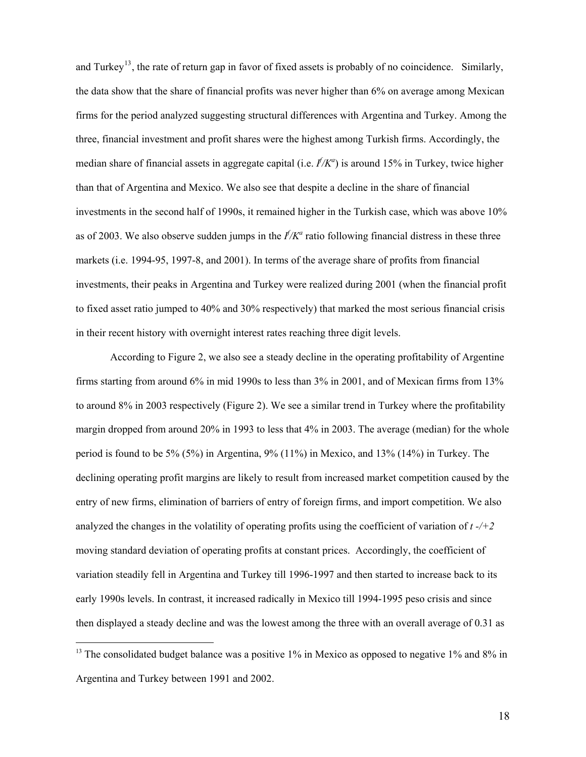and Turkey[13], the rate of return gap in favor of fixed assets is probably of no coincidence. Similarly, the data show that the share of financial profits was never higher than 6% on average among Mexican firms for the period analyzed suggesting structural differences with Argentina and Turkey. Among the three, financial investment and profit shares were the highest among Turkish firms. Accordingly, the median share of financial assets in aggregate capital (i.e. $I^f/K^a$) is around 15% in Turkey, twice higher than that of Argentina and Mexico. We also see that despite a decline in the share of financial investments in the second half of 1990s, it remained higher in the Turkish case, which was above 10% as of 2003. We also observe sudden jumps in the $I^f/K^a$ ratio following financial distress in these three markets (i.e. 1994-95, 1997-8, and 2001). In terms of the average share of profits from financial investments, their peaks in Argentina and Turkey were realized during 2001 (when the financial profit to fixed asset ratio jumped to 40% and 30% respectively) that marked the most serious financial crisis in their recent history with overnight interest rates reaching three digit levels.

According to Figure 2, we also see a steady decline in the operating profitability of Argentine firms starting from around 6% in mid 1990s to less than 3% in 2001, and of Mexican firms from 13% to around 8% in 2003 respectively (Figure 2). We see a similar trend in Turkey where the profitability margin dropped from around 20% in 1993 to less that 4% in 2003. The average (median) for the whole period is found to be 5% (5%) in Argentina, 9% (11%) in Mexico, and 13% (14%) in Turkey. The declining operating profit margins are likely to result from increased market competition caused by the entry of new firms, elimination of barriers of entry of foreign firms, and import competition. We also analyzed the changes in the volatility of operating profits using the coefficient of variation of *t -/+2* moving standard deviation of operating profits at constant prices. Accordingly, the coefficient of variation steadily fell in Argentina and Turkey till 1996-1997 and then started to increase back to its early 1990s levels. In contrast, it increased radically in Mexico till 1994-1995 peso crisis and since then displayed a steady decline and was the lowest among the three with an overall average of 0.31 as

[13] The consolidated budget balance was a positive 1% in Mexico as opposed to negative 1% and 8% in Argentina and Turkey between 1991 and 2002.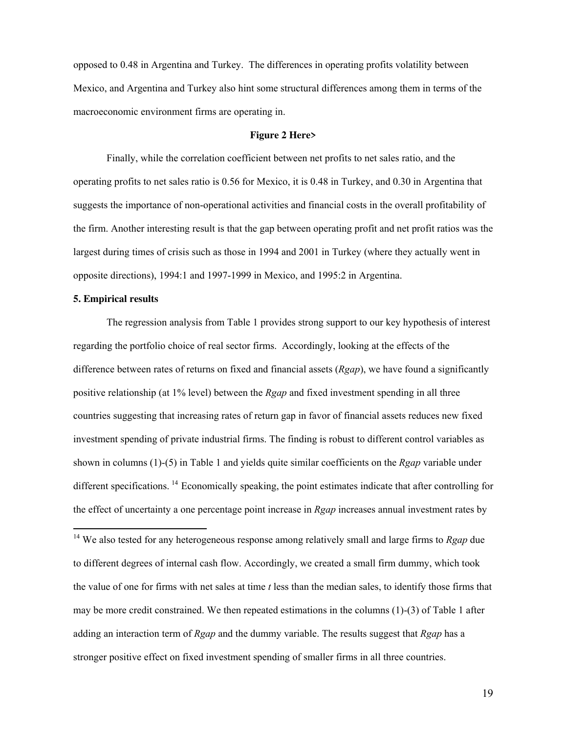opposed to 0.48 in Argentina and Turkey. The differences in operating profits volatility between Mexico, and Argentina and Turkey also hint some structural differences among them in terms of the macroeconomic environment firms are operating in.

**Figure 2 Here>**

Finally, while the correlation coefficient between net profits to net sales ratio, and the operating profits to net sales ratio is 0.56 for Mexico, it is 0.48 in Turkey, and 0.30 in Argentina that suggests the importance of non-operational activities and financial costs in the overall profitability of the firm. Another interesting result is that the gap between operating profit and net profit ratios was the largest during times of crisis such as those in 1994 and 2001 in Turkey (where they actually went in opposite directions), 1994:1 and 1997-1999 in Mexico, and 1995:2 in Argentina.

### 5. Empirical results

The regression analysis from Table 1 provides strong support to our key hypothesis of interest regarding the portfolio choice of real sector firms. Accordingly, looking at the effects of the difference between rates of returns on fixed and financial assets (*Rgap*), we have found a significantly positive relationship (at 1% level) between the *Rgap* and fixed investment spending in all three countries suggesting that increasing rates of return gap in favor of financial assets reduces new fixed investment spending of private industrial firms. The finding is robust to different control variables as shown in columns (1)-(5) in Table 1 and yields quite similar coefficients on the *Rgap* variable under different specifications. [14] Economically speaking, the point estimates indicate that after controlling for the effect of uncertainty a one percentage point increase in *Rgap* increases annual investment rates by

[14] We also tested for any heterogeneous response among relatively small and large firms to *Rgap* due to different degrees of internal cash flow. Accordingly, we created a small firm dummy, which took the value of one for firms with net sales at time *t* less than the median sales, to identify those firms that may be more credit constrained. We then repeated estimations in the columns (1)-(3) of Table 1 after adding an interaction term of *Rgap* and the dummy variable. The results suggest that *Rgap* has a stronger positive effect on fixed investment spending of smaller firms in all three countries.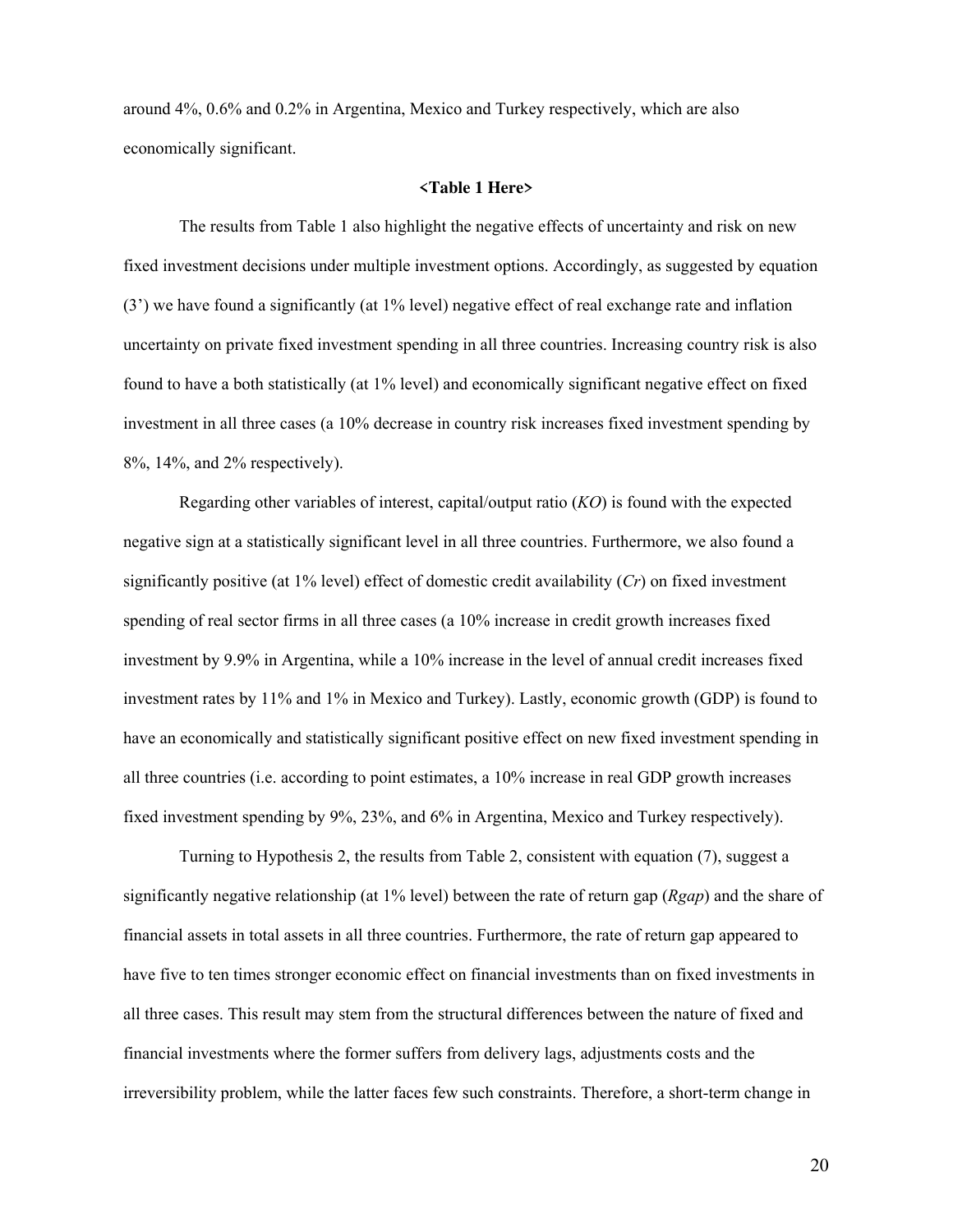around 4%, 0.6% and 0.2% in Argentina, Mexico and Turkey respectively, which are also economically significant.

**<Table 1 Here>**

The results from Table 1 also highlight the negative effects of uncertainty and risk on new fixed investment decisions under multiple investment options. Accordingly, as suggested by equation (3') we have found a significantly (at 1% level) negative effect of real exchange rate and inflation uncertainty on private fixed investment spending in all three countries. Increasing country risk is also found to have a both statistically (at 1% level) and economically significant negative effect on fixed investment in all three cases (a 10% decrease in country risk increases fixed investment spending by 8%, 14%, and 2% respectively).

Regarding other variables of interest, capital/output ratio (*KO*) is found with the expected negative sign at a statistically significant level in all three countries. Furthermore, we also found a significantly positive (at 1% level) effect of domestic credit availability (*Cr*) on fixed investment spending of real sector firms in all three cases (a 10% increase in credit growth increases fixed investment by 9.9% in Argentina, while a 10% increase in the level of annual credit increases fixed investment rates by 11% and 1% in Mexico and Turkey). Lastly, economic growth (GDP) is found to have an economically and statistically significant positive effect on new fixed investment spending in all three countries (i.e. according to point estimates, a 10% increase in real GDP growth increases fixed investment spending by 9%, 23%, and 6% in Argentina, Mexico and Turkey respectively).

Turning to Hypothesis 2, the results from Table 2, consistent with equation (7), suggest a significantly negative relationship (at 1% level) between the rate of return gap (*Rgap*) and the share of financial assets in total assets in all three countries. Furthermore, the rate of return gap appeared to have five to ten times stronger economic effect on financial investments than on fixed investments in all three cases. This result may stem from the structural differences between the nature of fixed and financial investments where the former suffers from delivery lags, adjustments costs and the irreversibility problem, while the latter faces few such constraints. Therefore, a short-term change in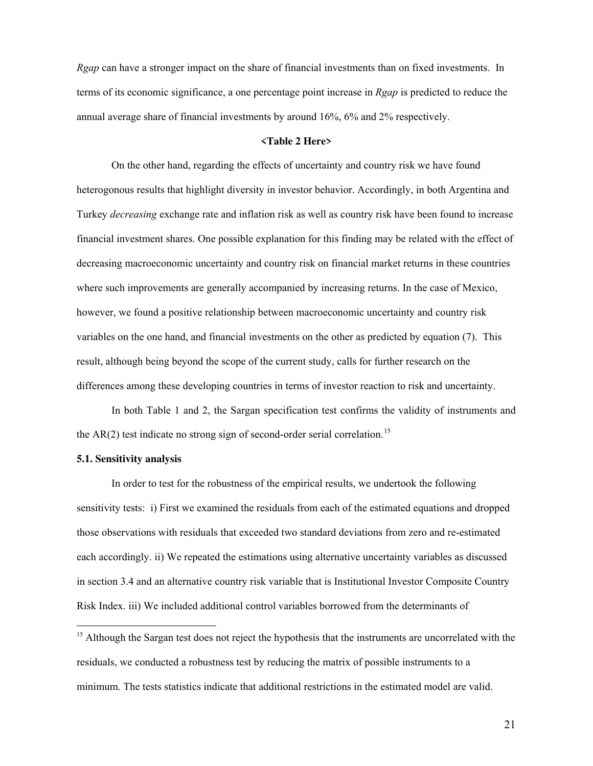*Rgap* can have a stronger impact on the share of financial investments than on fixed investments. In terms of its economic significance, a one percentage point increase in *Rgap* is predicted to reduce the annual average share of financial investments by around 16%, 6% and 2% respectively.

**<Table 2 Here>**

On the other hand, regarding the effects of uncertainty and country risk we have found heterogonous results that highlight diversity in investor behavior. Accordingly, in both Argentina and Turkey *decreasing* exchange rate and inflation risk as well as country risk have been found to increase financial investment shares. One possible explanation for this finding may be related with the effect of decreasing macroeconomic uncertainty and country risk on financial market returns in these countries where such improvements are generally accompanied by increasing returns. In the case of Mexico, however, we found a positive relationship between macroeconomic uncertainty and country risk variables on the one hand, and financial investments on the other as predicted by equation (7). This result, although being beyond the scope of the current study, calls for further research on the differences among these developing countries in terms of investor reaction to risk and uncertainty.

In both Table 1 and 2, the Sargan specification test confirms the validity of instruments and the AR(2) test indicate no strong sign of second-order serial correlation.[15]

### 5.1. Sensitivity analysis

In order to test for the robustness of the empirical results, we undertook the following sensitivity tests: i) First we examined the residuals from each of the estimated equations and dropped those observations with residuals that exceeded two standard deviations from zero and re-estimated each accordingly. ii) We repeated the estimations using alternative uncertainty variables as discussed in section 3.4 and an alternative country risk variable that is Institutional Investor Composite Country Risk Index. iii) We included additional control variables borrowed from the determinants of

---

[15] Although the Sargan test does not reject the hypothesis that the instruments are uncorrelated with the residuals, we conducted a robustness test by reducing the matrix of possible instruments to a minimum. The tests statistics indicate that additional restrictions in the estimated model are valid.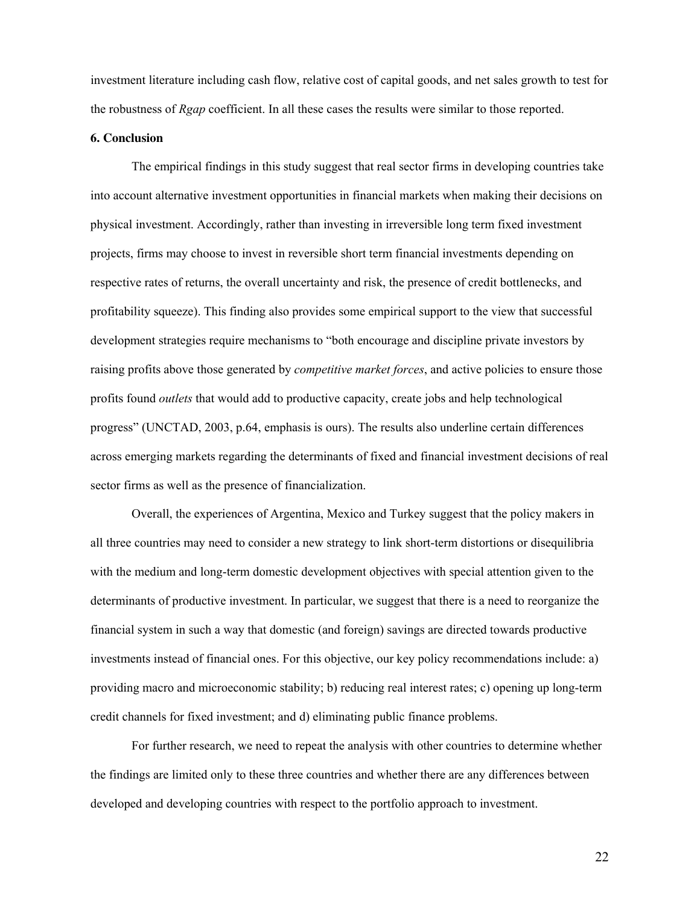investment literature including cash flow, relative cost of capital goods, and net sales growth to test for the robustness of *Rgap* coefficient. In all these cases the results were similar to those reported.

**6. Conclusion**

The empirical findings in this study suggest that real sector firms in developing countries take into account alternative investment opportunities in financial markets when making their decisions on physical investment. Accordingly, rather than investing in irreversible long term fixed investment projects, firms may choose to invest in reversible short term financial investments depending on respective rates of returns, the overall uncertainty and risk, the presence of credit bottlenecks, and profitability squeeze). This finding also provides some empirical support to the view that successful development strategies require mechanisms to "both encourage and discipline private investors by raising profits above those generated by *competitive market forces*, and active policies to ensure those profits found *outlets* that would add to productive capacity, create jobs and help technological progress" (UNCTAD, 2003, p.64, emphasis is ours). The results also underline certain differences across emerging markets regarding the determinants of fixed and financial investment decisions of real sector firms as well as the presence of financialization.

Overall, the experiences of Argentina, Mexico and Turkey suggest that the policy makers in all three countries may need to consider a new strategy to link short-term distortions or disequilibria with the medium and long-term domestic development objectives with special attention given to the determinants of productive investment. In particular, we suggest that there is a need to reorganize the financial system in such a way that domestic (and foreign) savings are directed towards productive investments instead of financial ones. For this objective, our key policy recommendations include: a) providing macro and microeconomic stability; b) reducing real interest rates; c) opening up long-term credit channels for fixed investment; and d) eliminating public finance problems.

For further research, we need to repeat the analysis with other countries to determine whether the findings are limited only to these three countries and whether there are any differences between developed and developing countries with respect to the portfolio approach to investment.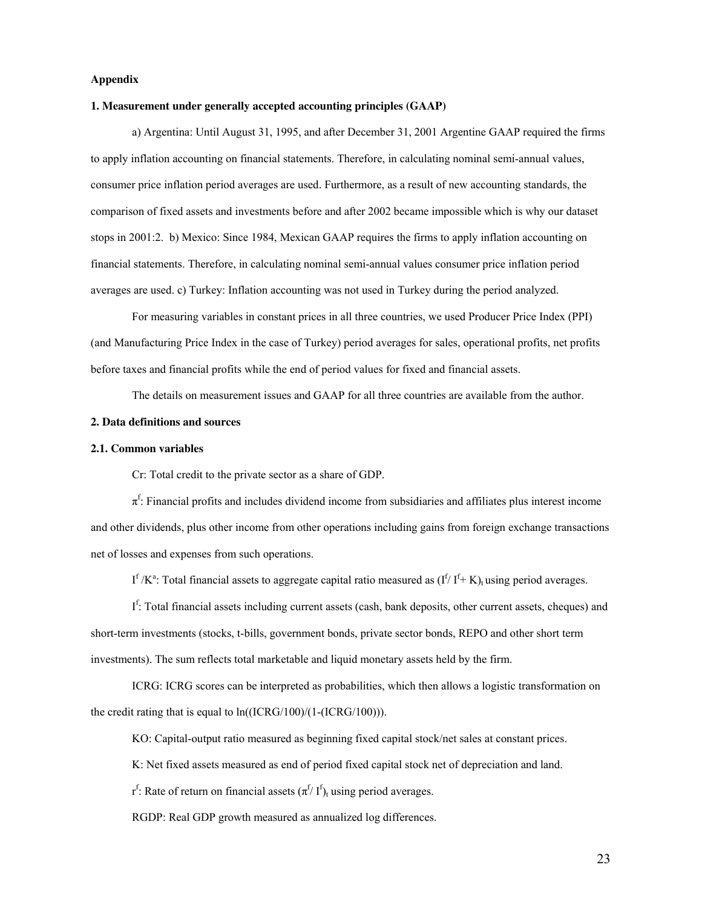**Appendix**

**1. Measurement under generally accepted accounting principles (GAAP)**

a) Argentina: Until August 31, 1995, and after December 31, 2001 Argentine GAAP required the firms to apply inflation accounting on financial statements. Therefore, in calculating nominal semi-annual values, consumer price inflation period averages are used. Furthermore, as a result of new accounting standards, the comparison of fixed assets and investments before and after 2002 became impossible which is why our dataset stops in 2001:2. b) Mexico: Since 1984, Mexican GAAP requires the firms to apply inflation accounting on financial statements. Therefore, in calculating nominal semi-annual values consumer price inflation period averages are used. c) Turkey: Inflation accounting was not used in Turkey during the period analyzed.

For measuring variables in constant prices in all three countries, we used Producer Price Index (PPI) (and Manufacturing Price Index in the case of Turkey) period averages for sales, operational profits, net profits before taxes and financial profits while the end of period values for fixed and financial assets.

The details on measurement issues and GAAP for all three countries are available from the author.

**2. Data definitions and sources**

**2.1. Common variables**

Cr: Total credit to the private sector as a share of GDP.

$\pi^f$: Financial profits and includes dividend income from subsidiaries and affiliates plus interest income and other dividends, plus other income from other operations including gains from foreign exchange transactions net of losses and expenses from such operations.

$I^f/K^a$: Total financial assets to aggregate capital ratio measured as $(I^f/ I^f + K)_t$ using period averages.

$I^f$: Total financial assets including current assets (cash, bank deposits, other current assets, cheques) and short-term investments (stocks, t-bills, government bonds, private sector bonds, REPO and other short term investments). The sum reflects total marketable and liquid monetary assets held by the firm.

ICRG: ICRG scores can be interpreted as probabilities, which then allows a logistic transformation on the credit rating that is equal to $\ln((ICRG/100)/(1-(ICRG/100)))$.

KO: Capital-output ratio measured as beginning fixed capital stock/net sales at constant prices.

K: Net fixed assets measured as end of period fixed capital stock net of depreciation and land.

$r^f$: Rate of return on financial assets $(\pi^f/ I^f)_t$ using period averages.

RGDP: Real GDP growth measured as annualized log differences.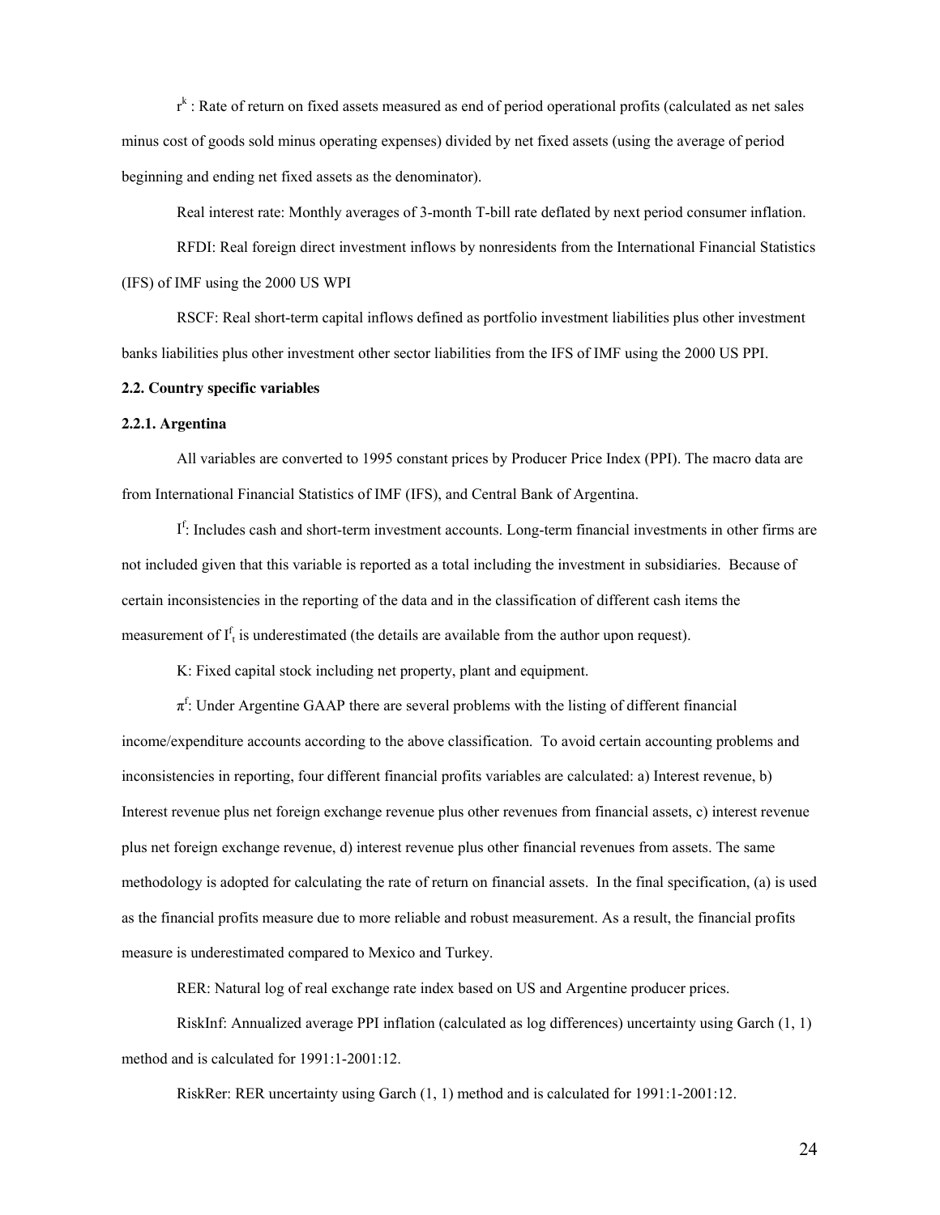$r^k$ : Rate of return on fixed assets measured as end of period operational profits (calculated as net sales minus cost of goods sold minus operating expenses) divided by net fixed assets (using the average of period beginning and ending net fixed assets as the denominator).

Real interest rate: Monthly averages of 3-month T-bill rate deflated by next period consumer inflation.

RFDI: Real foreign direct investment inflows by nonresidents from the International Financial Statistics (IFS) of IMF using the 2000 US WPI

RSCF: Real short-term capital inflows defined as portfolio investment liabilities plus other investment banks liabilities plus other investment other sector liabilities from the IFS of IMF using the 2000 US PPI.

### 2.2. Country specific variables

#### 2.2.1. Argentina

All variables are converted to 1995 constant prices by Producer Price Index (PPI). The macro data are from International Financial Statistics of IMF (IFS), and Central Bank of Argentina.

$I^f$: Includes cash and short-term investment accounts. Long-term financial investments in other firms are not included given that this variable is reported as a total including the investment in subsidiaries. Because of certain inconsistencies in the reporting of the data and in the classification of different cash items the measurement of $I^f_t$ is underestimated (the details are available from the author upon request).

K: Fixed capital stock including net property, plant and equipment.

$\pi^f$: Under Argentine GAAP there are several problems with the listing of different financial income/expenditure accounts according to the above classification. To avoid certain accounting problems and inconsistencies in reporting, four different financial profits variables are calculated: a) Interest revenue, b) Interest revenue plus net foreign exchange revenue plus other revenues from financial assets, c) interest revenue plus net foreign exchange revenue, d) interest revenue plus other financial revenues from assets. The same methodology is adopted for calculating the rate of return on financial assets. In the final specification, (a) is used as the financial profits measure due to more reliable and robust measurement. As a result, the financial profits measure is underestimated compared to Mexico and Turkey.

RER: Natural log of real exchange rate index based on US and Argentine producer prices.

RiskInf: Annualized average PPI inflation (calculated as log differences) uncertainty using Garch (1, 1) method and is calculated for 1991:1-2001:12.

RiskRer: RER uncertainty using Garch (1, 1) method and is calculated for 1991:1-2001:12.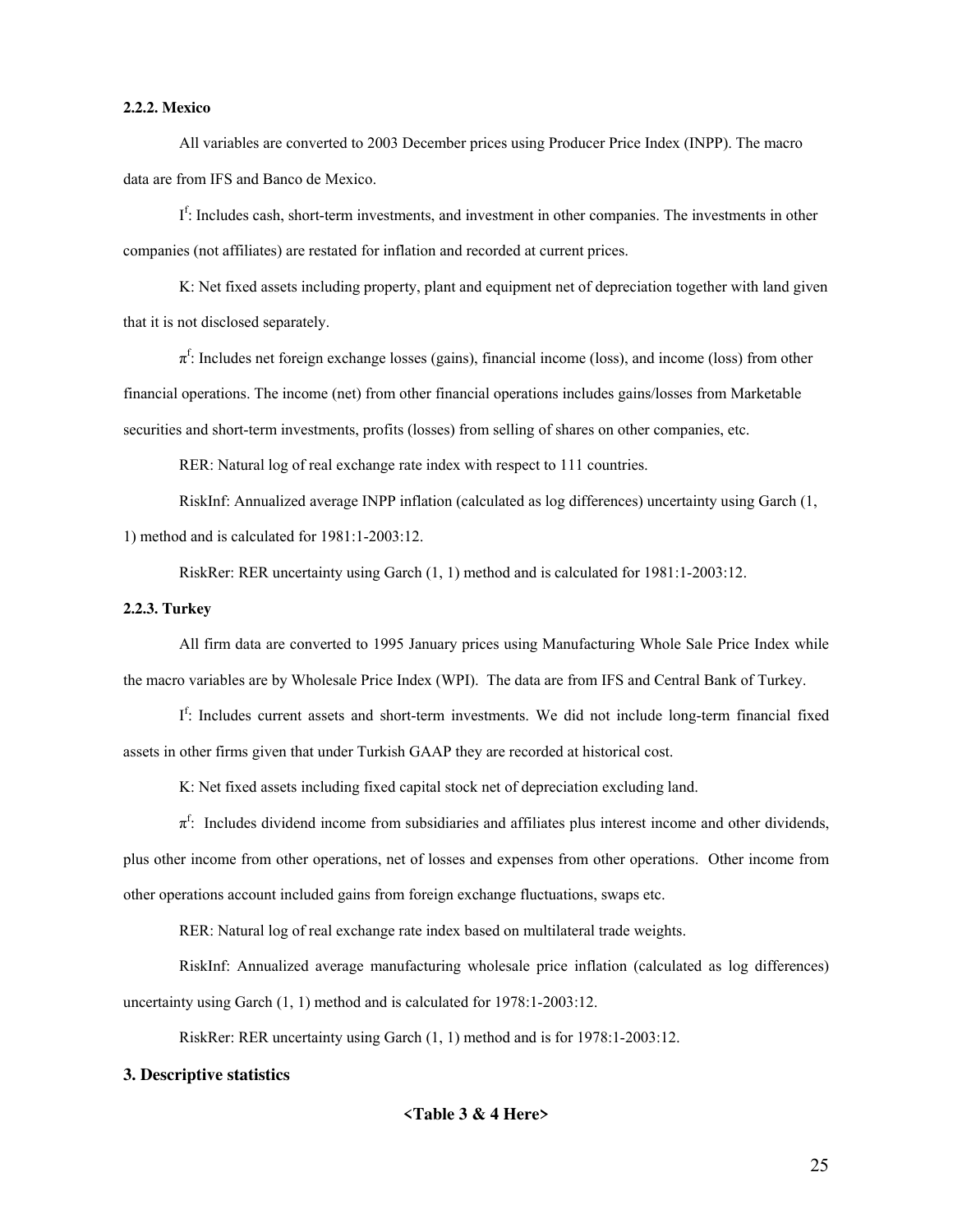#### 2.2.2. Mexico

All variables are converted to 2003 December prices using Producer Price Index (INPP). The macro data are from IFS and Banco de Mexico.

$I^f$: Includes cash, short-term investments, and investment in other companies. The investments in other companies (not affiliates) are restated for inflation and recorded at current prices.

K: Net fixed assets including property, plant and equipment net of depreciation together with land given that it is not disclosed separately.

$\pi^f$: Includes net foreign exchange losses (gains), financial income (loss), and income (loss) from other financial operations. The income (net) from other financial operations includes gains/losses from Marketable securities and short-term investments, profits (losses) from selling of shares on other companies, etc.

RER: Natural log of real exchange rate index with respect to 111 countries.

RiskInf: Annualized average INPP inflation (calculated as log differences) uncertainty using Garch (1, 1) method and is calculated for 1981:1-2003:12.

RiskRer: RER uncertainty using Garch (1, 1) method and is calculated for 1981:1-2003:12.

#### 2.2.3. Turkey

All firm data are converted to 1995 January prices using Manufacturing Whole Sale Price Index while the macro variables are by Wholesale Price Index (WPI). The data are from IFS and Central Bank of Turkey.

$I^f$: Includes current assets and short-term investments. We did not include long-term financial fixed assets in other firms given that under Turkish GAAP they are recorded at historical cost.

K: Net fixed assets including fixed capital stock net of depreciation excluding land.

$\pi^f$: Includes dividend income from subsidiaries and affiliates plus interest income and other dividends, plus other income from other operations, net of losses and expenses from other operations. Other income from other operations account included gains from foreign exchange fluctuations, swaps etc.

RER: Natural log of real exchange rate index based on multilateral trade weights.

RiskInf: Annualized average manufacturing wholesale price inflation (calculated as log differences) uncertainty using Garch (1, 1) method and is calculated for 1978:1-2003:12.

RiskRer: RER uncertainty using Garch (1, 1) method and is for 1978:1-2003:12.

## 3. Descriptive statistics

**<Table 3 & 4 Here>**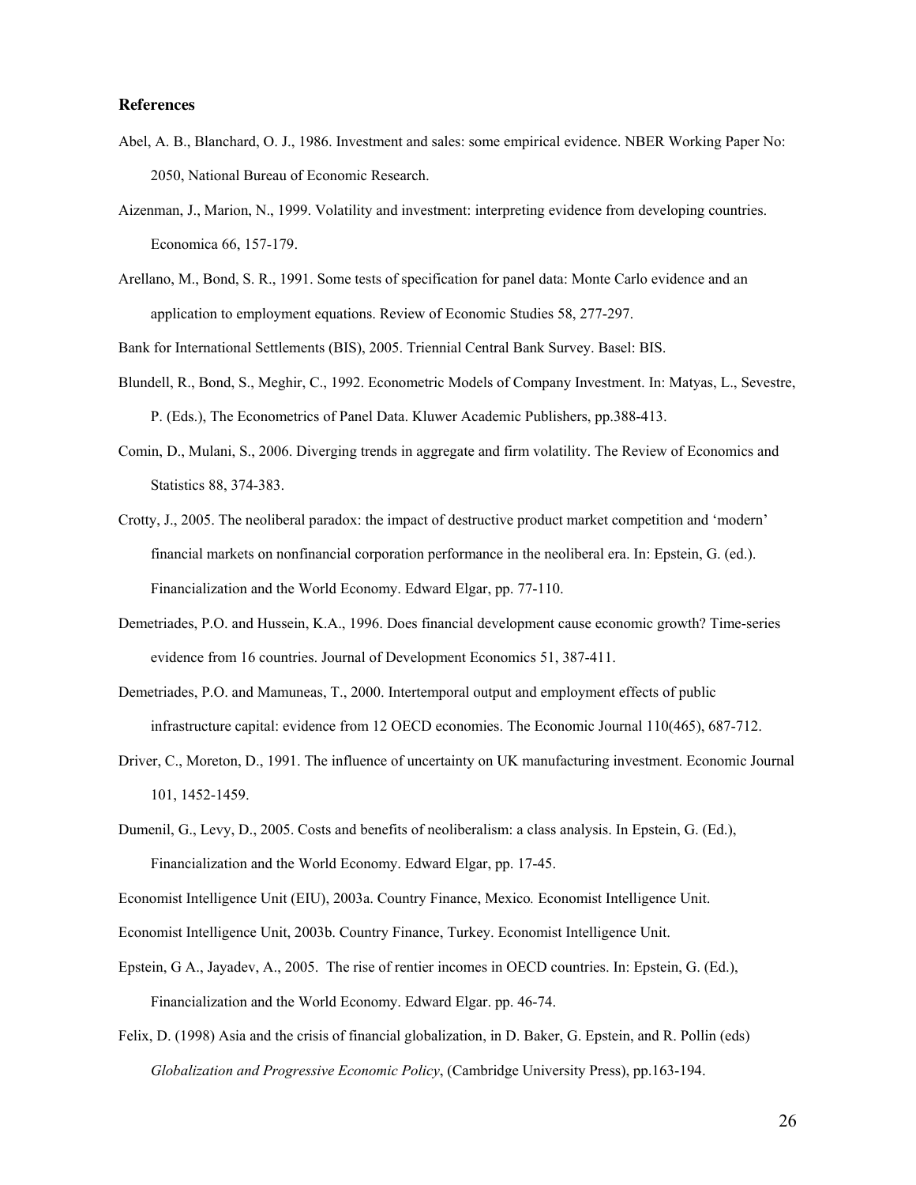### References

Abel, A. B., Blanchard, O. J., 1986. Investment and sales: some empirical evidence. NBER Working Paper No: 2050, National Bureau of Economic Research.

Aizenman, J., Marion, N., 1999. Volatility and investment: interpreting evidence from developing countries. Economica 66, 157-179.

Arellano, M., Bond, S. R., 1991. Some tests of specification for panel data: Monte Carlo evidence and an application to employment equations. Review of Economic Studies 58, 277-297.

Bank for International Settlements (BIS), 2005. Triennial Central Bank Survey. Basel: BIS.

Blundell, R., Bond, S., Meghir, C., 1992. Econometric Models of Company Investment. In: Matyas, L., Sevestre, P. (Eds.), The Econometrics of Panel Data. Kluwer Academic Publishers, pp.388-413.

Comin, D., Mulani, S., 2006. Diverging trends in aggregate and firm volatility. The Review of Economics and Statistics 88, 374-383.

Crotty, J., 2005. The neoliberal paradox: the impact of destructive product market competition and 'modern' financial markets on nonfinancial corporation performance in the neoliberal era. In: Epstein, G. (ed.). Financialization and the World Economy. Edward Elgar, pp. 77-110.

Demetriades, P.O. and Hussein, K.A., 1996. Does financial development cause economic growth? Time-series evidence from 16 countries. Journal of Development Economics 51, 387-411.

Demetriades, P.O. and Mamuneas, T., 2000. Intertemporal output and employment effects of public infrastructure capital: evidence from 12 OECD economies. The Economic Journal 110(465), 687-712.

Driver, C., Moreton, D., 1991. The influence of uncertainty on UK manufacturing investment. Economic Journal 101, 1452-1459.

Dumenil, G., Levy, D., 2005. Costs and benefits of neoliberalism: a class analysis. In Epstein, G. (Ed.), Financialization and the World Economy. Edward Elgar, pp. 17-45.

Economist Intelligence Unit (EIU), 2003a. Country Finance, Mexico*.* Economist Intelligence Unit.

Economist Intelligence Unit, 2003b. Country Finance, Turkey. Economist Intelligence Unit.

Epstein, G A., Jayadev, A., 2005. The rise of rentier incomes in OECD countries. In: Epstein, G. (Ed.), Financialization and the World Economy. Edward Elgar. pp. 46-74.

Felix, D. (1998) Asia and the crisis of financial globalization, in D. Baker, G. Epstein, and R. Pollin (eds) *Globalization and Progressive Economic Policy*, (Cambridge University Press), pp.163-194.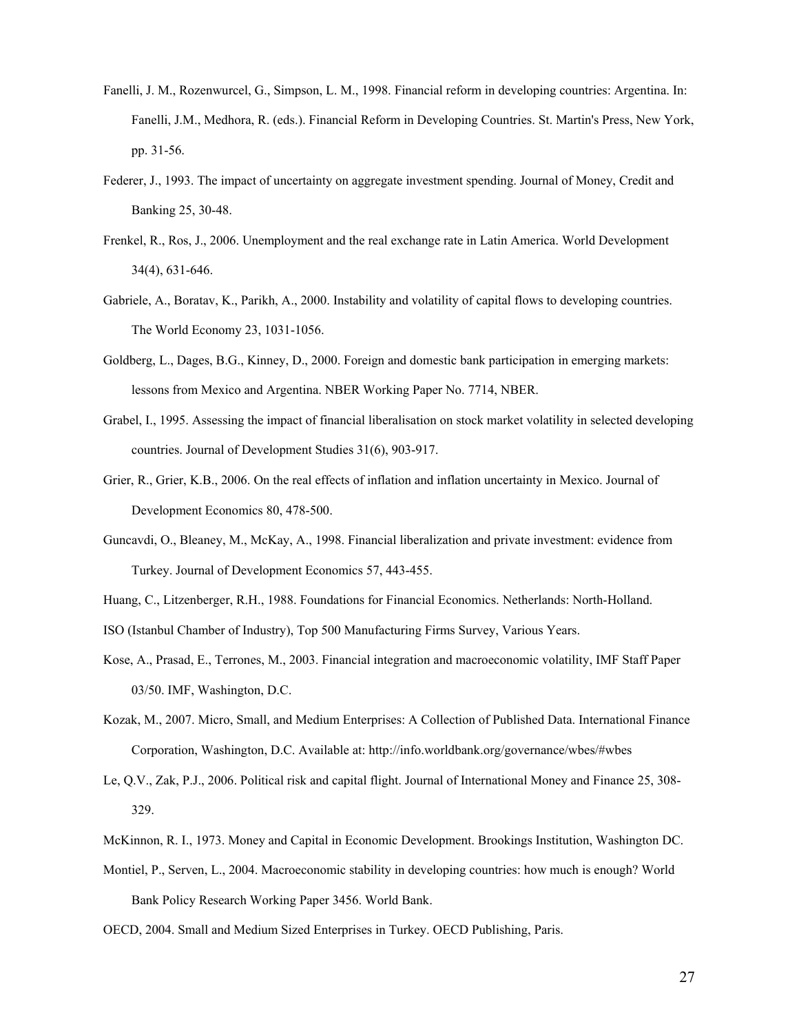Fanelli, J. M., Rozenwurcel, G., Simpson, L. M., 1998. Financial reform in developing countries: Argentina. In: Fanelli, J.M., Medhora, R. (eds.). Financial Reform in Developing Countries. St. Martin's Press, New York, pp. 31-56.

Federer, J., 1993. The impact of uncertainty on aggregate investment spending. Journal of Money, Credit and Banking 25, 30-48.

Frenkel, R., Ros, J., 2006. Unemployment and the real exchange rate in Latin America. World Development 34(4), 631-646.

Gabriele, A., Boratav, K., Parikh, A., 2000. Instability and volatility of capital flows to developing countries. The World Economy 23, 1031-1056.

Goldberg, L., Dages, B.G., Kinney, D., 2000. Foreign and domestic bank participation in emerging markets: lessons from Mexico and Argentina. NBER Working Paper No. 7714, NBER.

Grabel, I., 1995. Assessing the impact of financial liberalisation on stock market volatility in selected developing countries. Journal of Development Studies 31(6), 903-917.

Grier, R., Grier, K.B., 2006. On the real effects of inflation and inflation uncertainty in Mexico. Journal of Development Economics 80, 478-500.

Guncavdi, O., Bleaney, M., McKay, A., 1998. Financial liberalization and private investment: evidence from Turkey. Journal of Development Economics 57, 443-455.

Huang, C., Litzenberger, R.H., 1988. Foundations for Financial Economics. Netherlands: North-Holland.

ISO (Istanbul Chamber of Industry), Top 500 Manufacturing Firms Survey, Various Years.

Kose, A., Prasad, E., Terrones, M., 2003. Financial integration and macroeconomic volatility, IMF Staff Paper 03/50. IMF, Washington, D.C.

Kozak, M., 2007. Micro, Small, and Medium Enterprises: A Collection of Published Data. International Finance Corporation, Washington, D.C. Available at: http://info.worldbank.org/governance/wbes/#wbes

Le, Q.V., Zak, P.J., 2006. Political risk and capital flight. Journal of International Money and Finance 25, 308-329.

McKinnon, R. I., 1973. Money and Capital in Economic Development. Brookings Institution, Washington DC.

Montiel, P., Serven, L., 2004. Macroeconomic stability in developing countries: how much is enough? World Bank Policy Research Working Paper 3456. World Bank.

OECD, 2004. Small and Medium Sized Enterprises in Turkey. OECD Publishing, Paris.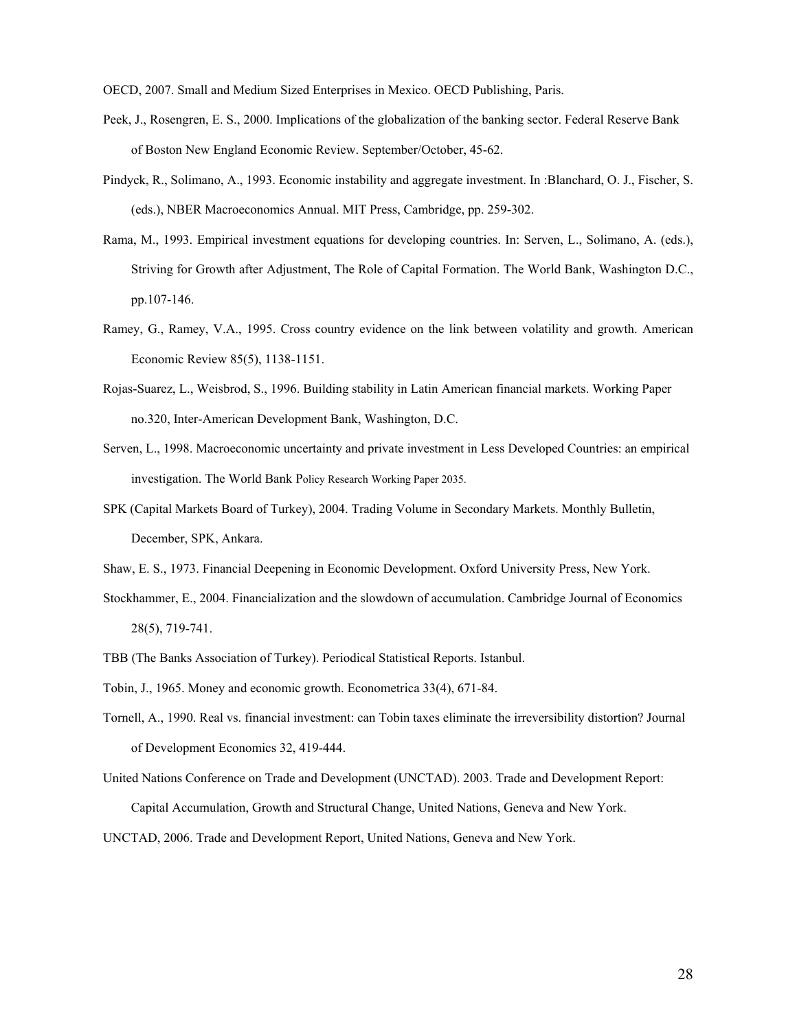OECD, 2007. Small and Medium Sized Enterprises in Mexico. OECD Publishing, Paris.

Peek, J., Rosengren, E. S., 2000. Implications of the globalization of the banking sector. Federal Reserve Bank of Boston New England Economic Review. September/October, 45-62.

Pindyck, R., Solimano, A., 1993. Economic instability and aggregate investment. In :Blanchard, O. J., Fischer, S. (eds.), NBER Macroeconomics Annual. MIT Press, Cambridge, pp. 259-302.

Rama, M., 1993. Empirical investment equations for developing countries. In: Serven, L., Solimano, A. (eds.), Striving for Growth after Adjustment, The Role of Capital Formation. The World Bank, Washington D.C., pp.107-146.

Ramey, G., Ramey, V.A., 1995. Cross country evidence on the link between volatility and growth. American Economic Review 85(5), 1138-1151.

Rojas-Suarez, L., Weisbrod, S., 1996. Building stability in Latin American financial markets. Working Paper no.320, Inter-American Development Bank, Washington, D.C.

Serven, L., 1998. Macroeconomic uncertainty and private investment in Less Developed Countries: an empirical investigation. The World Bank Policy Research Working Paper 2035.

SPK (Capital Markets Board of Turkey), 2004. Trading Volume in Secondary Markets. Monthly Bulletin, December, SPK, Ankara.

Shaw, E. S., 1973. Financial Deepening in Economic Development. Oxford University Press, New York.

Stockhammer, E., 2004. Financialization and the slowdown of accumulation. Cambridge Journal of Economics 28(5), 719-741.

TBB (The Banks Association of Turkey). Periodical Statistical Reports. Istanbul.

Tobin, J., 1965. Money and economic growth. Econometrica 33(4), 671-84.

Tornell, A., 1990. Real vs. financial investment: can Tobin taxes eliminate the irreversibility distortion? Journal of Development Economics 32, 419-444.

United Nations Conference on Trade and Development (UNCTAD). 2003. Trade and Development Report: Capital Accumulation, Growth and Structural Change, United Nations, Geneva and New York.

UNCTAD, 2006. Trade and Development Report, United Nations, Geneva and New York.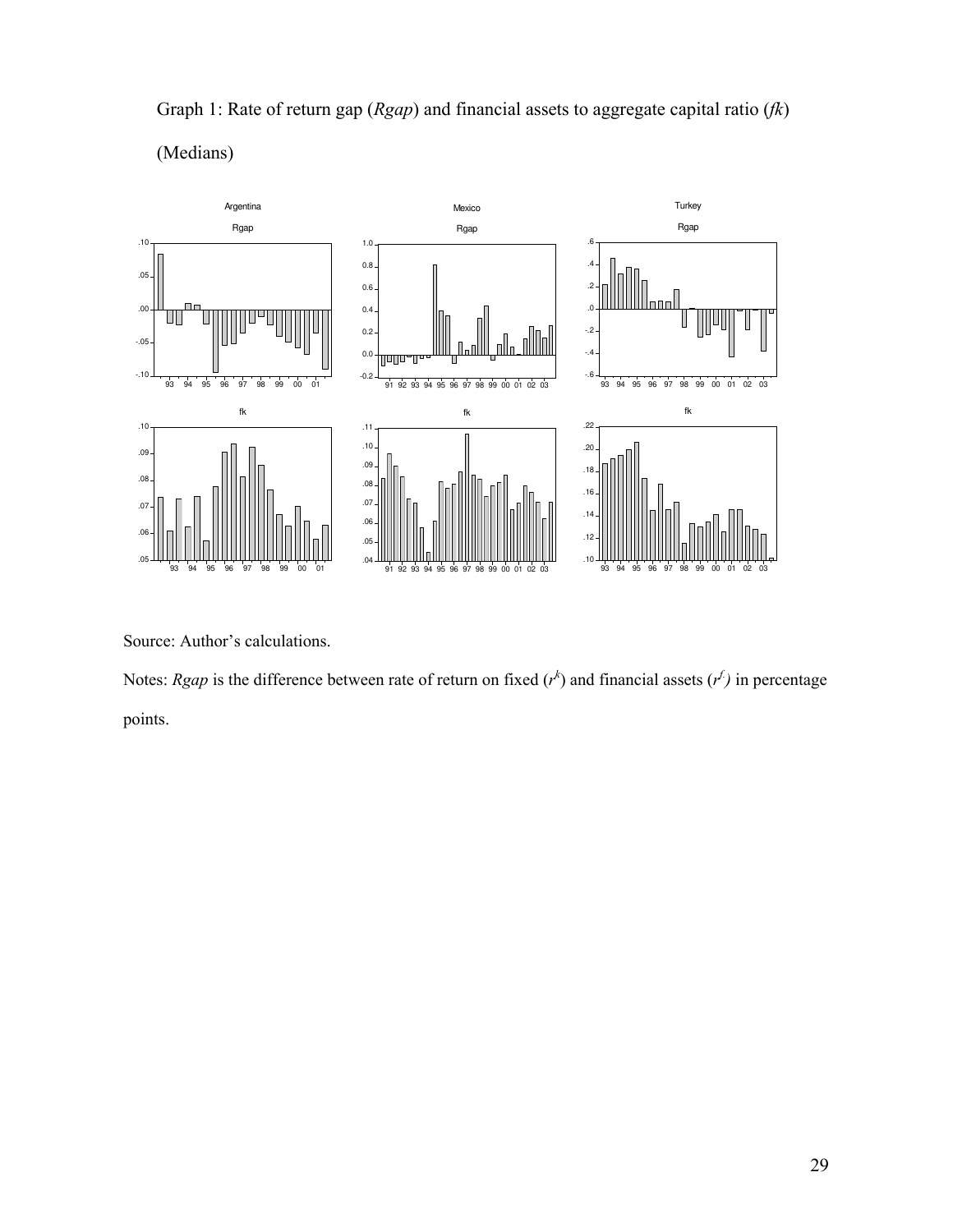Graph 1: Rate of return gap (*Rgap*) and financial assets to aggregate capital ratio (*fk*)

(Medians)

Source: Author's calculations.

Notes: *Rgap* is the difference between rate of return on fixed ($r^k$) and financial assets ($r^f$) in percentage points.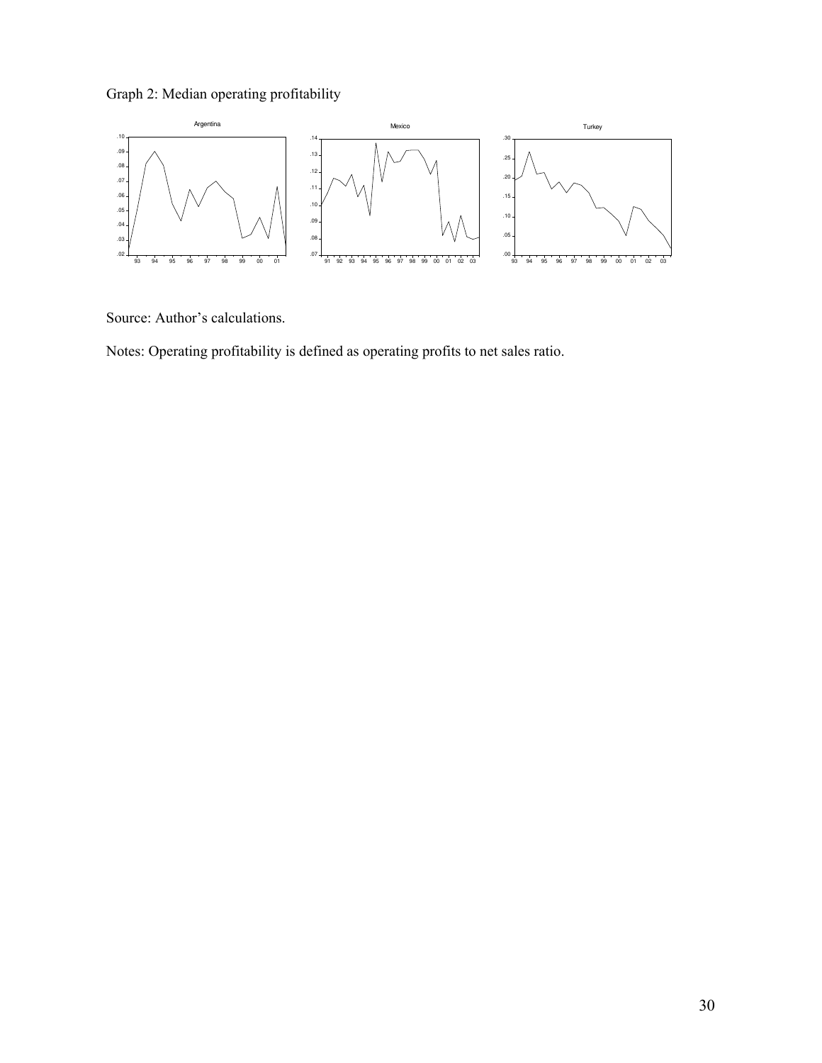Graph 2: Median operating profitability

Source: Author's calculations.

Notes: Operating profitability is defined as operating profits to net sales ratio.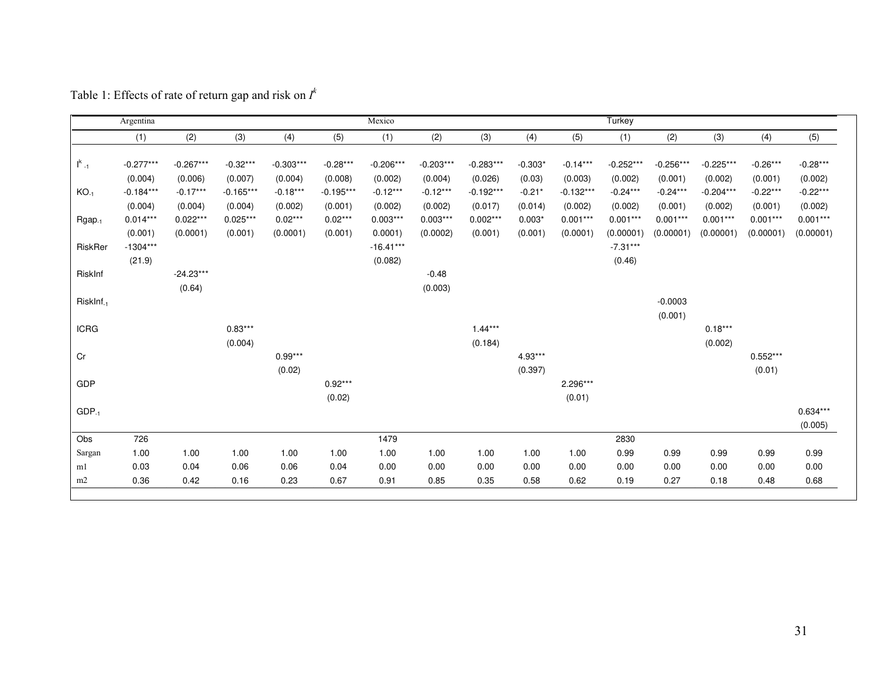Table 1: Effects of rate of return gap and risk on $I^k$

| | Argentina | | | | | Mexico | | | | | Turkey | | | | |
|---|---|---|---|---|---|---|---|---|---|---|---|---|---|---|---|
| | (1) | (2) | (3) | (4) | (5) | (1) | (2) | (3) | (4) | (5) | (1) | (2) | (3) | (4) | (5) |
| $I^k_{-1}$ | -0.277*** | -0.267*** | -0.32*** | -0.303*** | -0.28*** | -0.206*** | -0.203*** | -0.283*** | -0.303* | -0.14*** | -0.252*** | -0.256*** | -0.225*** | -0.26*** | -0.28*** |
| | (0.004) | (0.006) | (0.007) | (0.004) | (0.008) | (0.002) | (0.004) | (0.026) | (0.03) | (0.003) | (0.002) | (0.001) | (0.002) | (0.001) | (0.002) |
| $KO_{-1}$ | -0.184*** | -0.17*** | -0.165*** | -0.18*** | -0.195*** | -0.12*** | -0.12*** | -0.192*** | -0.21* | -0.132*** | -0.24*** | -0.24*** | -0.204*** | -0.22*** | -0.22*** |
| | (0.004) | (0.004) | (0.004) | (0.002) | (0.001) | (0.002) | (0.002) | (0.017) | (0.014) | (0.002) | (0.002) | (0.001) | (0.002) | (0.001) | (0.002) |
| $Rgap_{-1}$ | 0.014*** | 0.022*** | 0.025*** | 0.02*** | 0.02*** | 0.003*** | 0.003*** | 0.002*** | 0.003* | 0.001*** | 0.001*** | 0.001*** | 0.001*** | 0.001*** | 0.001*** |
| | (0.001) | (0.0001) | (0.001) | (0.0001) | (0.001) | 0.0001) | (0.0002) | (0.001) | (0.001) | (0.0001) | (0.00001) | (0.00001) | (0.00001) | (0.00001) | (0.00001) |
| RiskRer | -1304*** | | | | | -16.41*** | | | | | -7.31*** | | | | |
| | (21.9) | | | | | (0.082) | | | | | (0.46) | | | | |
| RiskInf | | -24.23*** | | | | | -0.48 | | | | | | | | |
| | | (0.64) | | | | | (0.003) | | | | | | | | |
| $RiskInf_{-1}$ | | | | | | | | | | | | -0.0003 | | | |
| | | | | | | | | | | | | (0.001) | | | |
| ICRG | | | 0.83*** | | | | | 1.44*** | | | | | 0.18*** | | |
| | | | (0.004) | | | | | (0.184) | | | | | (0.002) | | |
| Cr | | | | 0.99*** | | | | | 4.93*** | | | | | 0.552*** | |
| | | | | (0.02) | | | | | (0.397) | | | | | (0.01) | |
| GDP | | | | | 0.92*** | | | | | 2.296*** | | | | | |
| | | | | | (0.02) | | | | | (0.01) | | | | | |
| $GDP_{-1}$ | | | | | | | | | | | | | | | 0.634*** |
| | | | | | | | | | | | | | | | (0.005) |
| Obs | 726 | | | | | 1479 | | | | | 2830 | | | | |
| Sargan | 1.00 | 1.00 | 1.00 | 1.00 | 1.00 | 1.00 | 1.00 | 1.00 | 1.00 | 1.00 | 0.99 | 0.99 | 0.99 | 0.99 | 0.99 |
| m1 | 0.03 | 0.04 | 0.06 | 0.06 | 0.04 | 0.00 | 0.00 | 0.00 | 0.00 | 0.00 | 0.00 | 0.00 | 0.00 | 0.00 | 0.00 |
| m2 | 0.36 | 0.42 | 0.16 | 0.23 | 0.67 | 0.91 | 0.85 | 0.35 | 0.58 | 0.62 | 0.19 | 0.27 | 0.18 | 0.48 | 0.68 |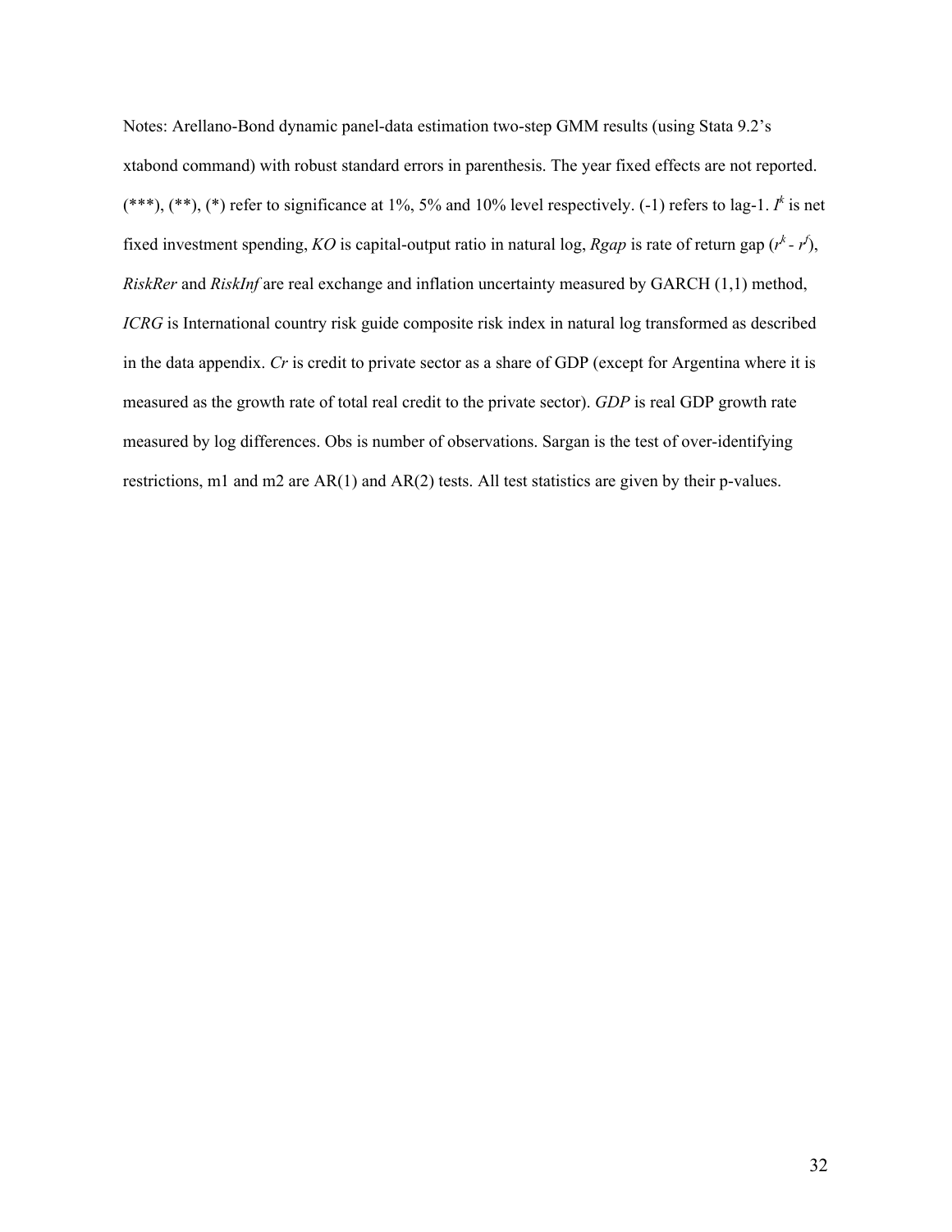Notes: Arellano-Bond dynamic panel-data estimation two-step GMM results (using Stata 9.2's xtabond command) with robust standard errors in parenthesis. The year fixed effects are not reported. (***), (**), (*) refer to significance at 1%, 5% and 10% level respectively. (-1) refers to lag-1. $I^k$ is net fixed investment spending, *KO* is capital-output ratio in natural log, *Rgap* is rate of return gap ($r^k$ - $r^f$), *RiskRer* and *RiskInf* are real exchange and inflation uncertainty measured by GARCH (1,1) method, *ICRG* is International country risk guide composite risk index in natural log transformed as described in the data appendix. *Cr* is credit to private sector as a share of GDP (except for Argentina where it is measured as the growth rate of total real credit to the private sector). *GDP* is real GDP growth rate measured by log differences. Obs is number of observations. Sargan is the test of over-identifying restrictions, m1 and m2 are AR(1) and AR(2) tests. All test statistics are given by their p-values.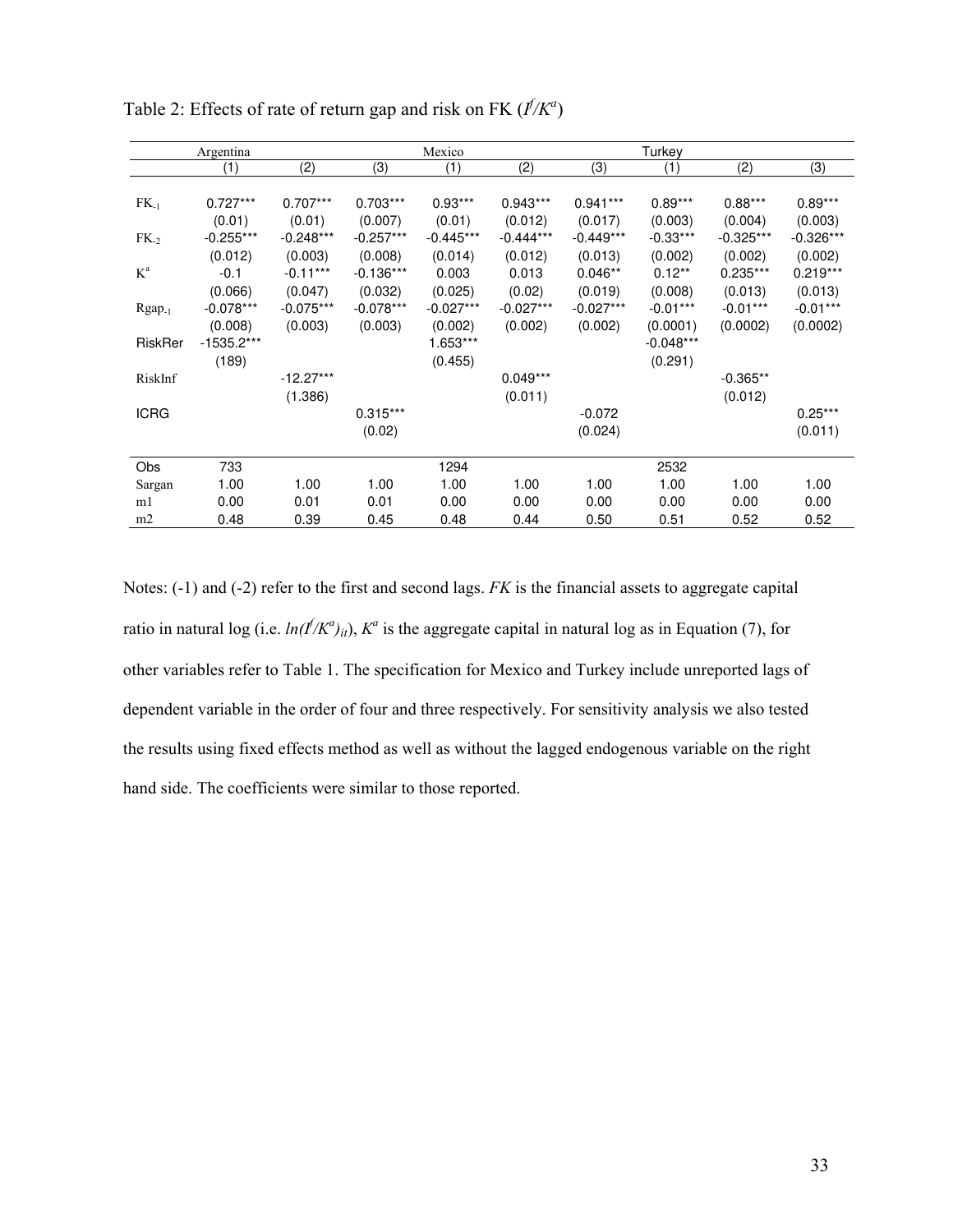Table 2: Effects of rate of return gap and risk on FK ($I^f/K^a$)

| | Argentina | | | Mexico | | | Turkey | | |
|---|---|---|---|---|---|---|---|---|---|
| | (1) | (2) | (3) | (1) | (2) | (3) | (1) | (2) | (3) |
| $FK_{-1}$ | 0.727*** | 0.707*** | 0.703*** | 0.93*** | 0.943*** | 0.941*** | 0.89*** | 0.88*** | 0.89*** |
| | (0.01) | (0.01) | (0.007) | (0.01) | (0.012) | (0.017) | (0.003) | (0.004) | (0.003) |
| $FK_{-2}$ | -0.255*** | -0.248*** | -0.257*** | -0.445*** | -0.444*** | -0.449*** | -0.33*** | -0.325*** | -0.326*** |
| | (0.012) | (0.003) | (0.008) | (0.014) | (0.012) | (0.013) | (0.002) | (0.002) | (0.002) |
| $K^a$ | -0.1 | -0.11*** | -0.136*** | 0.003 | 0.013 | 0.046** | 0.12** | 0.235*** | 0.219*** |
| | (0.066) | (0.047) | (0.032) | (0.025) | (0.02) | (0.019) | (0.008) | (0.013) | (0.013) |
| $Rgap_{-1}$ | -0.078*** | -0.075*** | -0.078*** | -0.027*** | -0.027*** | -0.027*** | -0.01*** | -0.01*** | -0.01*** |
| | (0.008) | (0.003) | (0.003) | (0.002) | (0.002) | (0.002) | (0.0001) | (0.0002) | (0.0002) |
| RiskRer | -1535.2*** | | | 1.653*** | | | -0.048*** | | |
| | (189) | | | (0.455) | | | (0.291) | | |
| RiskInf | | -12.27*** | | | 0.049*** | | | -0.365** | |
| | | (1.386) | | | (0.011) | | | (0.012) | |
| ICRG | | | 0.315*** | | | -0.072 | | | 0.25*** |
| | | | (0.02) | | | (0.024) | | | (0.011) |
| Obs | 733 | | | 1294 | | | 2532 | | |
| Sargan | 1.00 | 1.00 | 1.00 | 1.00 | 1.00 | 1.00 | 1.00 | 1.00 | 1.00 |
| m1 | 0.00 | 0.01 | 0.01 | 0.00 | 0.00 | 0.00 | 0.00 | 0.00 | 0.00 |
| m2 | 0.48 | 0.39 | 0.45 | 0.48 | 0.44 | 0.50 | 0.51 | 0.52 | 0.52 |

Notes: (-1) and (-2) refer to the first and second lags. *FK* is the financial assets to aggregate capital ratio in natural log (i.e. $ln(I^f/K^a)_{it}$), $K^a$ is the aggregate capital in natural log as in Equation (7), for other variables refer to Table 1. The specification for Mexico and Turkey include unreported lags of dependent variable in the order of four and three respectively. For sensitivity analysis we also tested the results using fixed effects method as well as without the lagged endogenous variable on the right hand side. The coefficients were similar to those reported.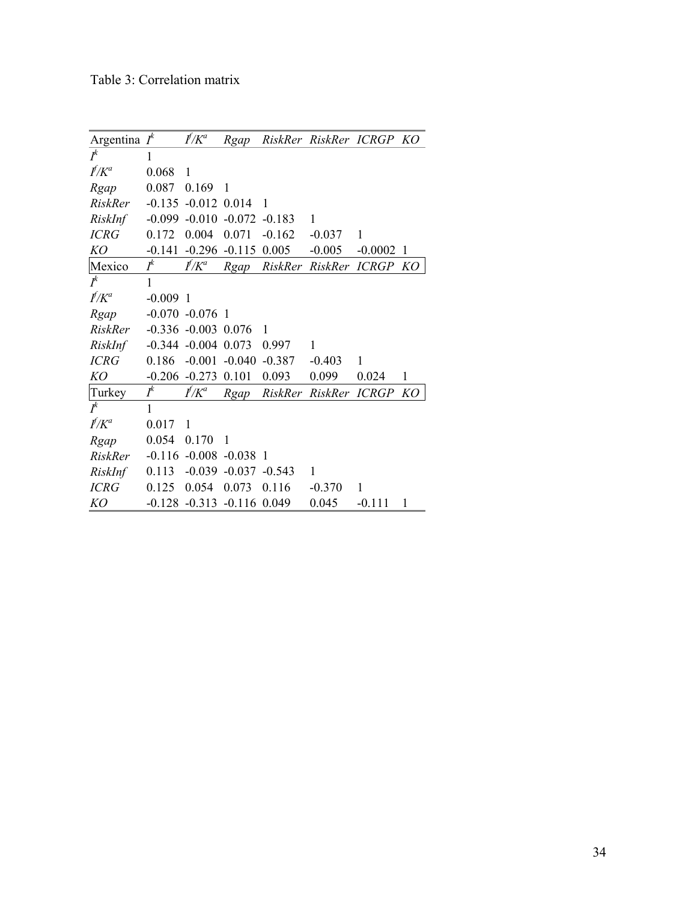Table 3: Correlation matrix

| Argentina | $I^k$ | $I^f/K^a$ | *Rgap* | *RiskRer* | *RiskRer* | *ICRGP* | *KO* |
|---|---|---|---|---|---|---|---|
| $I^k$ | 1 | | | | | | |
| $I^f/K^a$ | 0.068 | 1 | | | | | |
| *Rgap* | 0.087 | 0.169 | 1 | | | | |
| *RiskRer* | -0.135 | -0.012 | 0.014 | 1 | | | |
| *RiskInf* | -0.099 | -0.010 | -0.072 | -0.183 | 1 | | |
| *ICRG* | 0.172 | 0.004 | 0.071 | -0.162 | -0.037 | 1 | |
| *KO* | -0.141 | -0.296 | -0.115 | 0.005 | -0.005 | -0.0002 | 1 |
| Mexico | $I^k$ | $I^f/K^a$ | *Rgap* | *RiskRer* | *RiskRer* | *ICRGP* | *KO* |
| $I^k$ | 1 | | | | | | |
| $I^f/K^a$ | -0.009 | 1 | | | | | |
| *Rgap* | -0.070 | -0.076 | 1 | | | | |
| *RiskRer* | -0.336 | -0.003 | 0.076 | 1 | | | |
| *RiskInf* | -0.344 | -0.004 | 0.073 | 0.997 | 1 | | |
| *ICRG* | 0.186 | -0.001 | -0.040 | -0.387 | -0.403 | 1 | |
| *KO* | -0.206 | -0.273 | 0.101 | 0.093 | 0.099 | 0.024 | 1 |
| Turkey | $I^k$ | $I^f/K^a$ | *Rgap* | *RiskRer* | *RiskRer* | *ICRGP* | *KO* |
| $I^k$ | 1 | | | | | | |
| $I^f/K^a$ | 0.017 | 1 | | | | | |
| *Rgap* | 0.054 | 0.170 | 1 | | | | |
| *RiskRer* | -0.116 | -0.008 | -0.038 | 1 | | | |
| *RiskInf* | 0.113 | -0.039 | -0.037 | -0.543 | 1 | | |
| *ICRG* | 0.125 | 0.054 | 0.073 | 0.116 | -0.370 | 1 | |
| *KO* | -0.128 | -0.313 | -0.116 | 0.049 | 0.045 | -0.111 | 1 |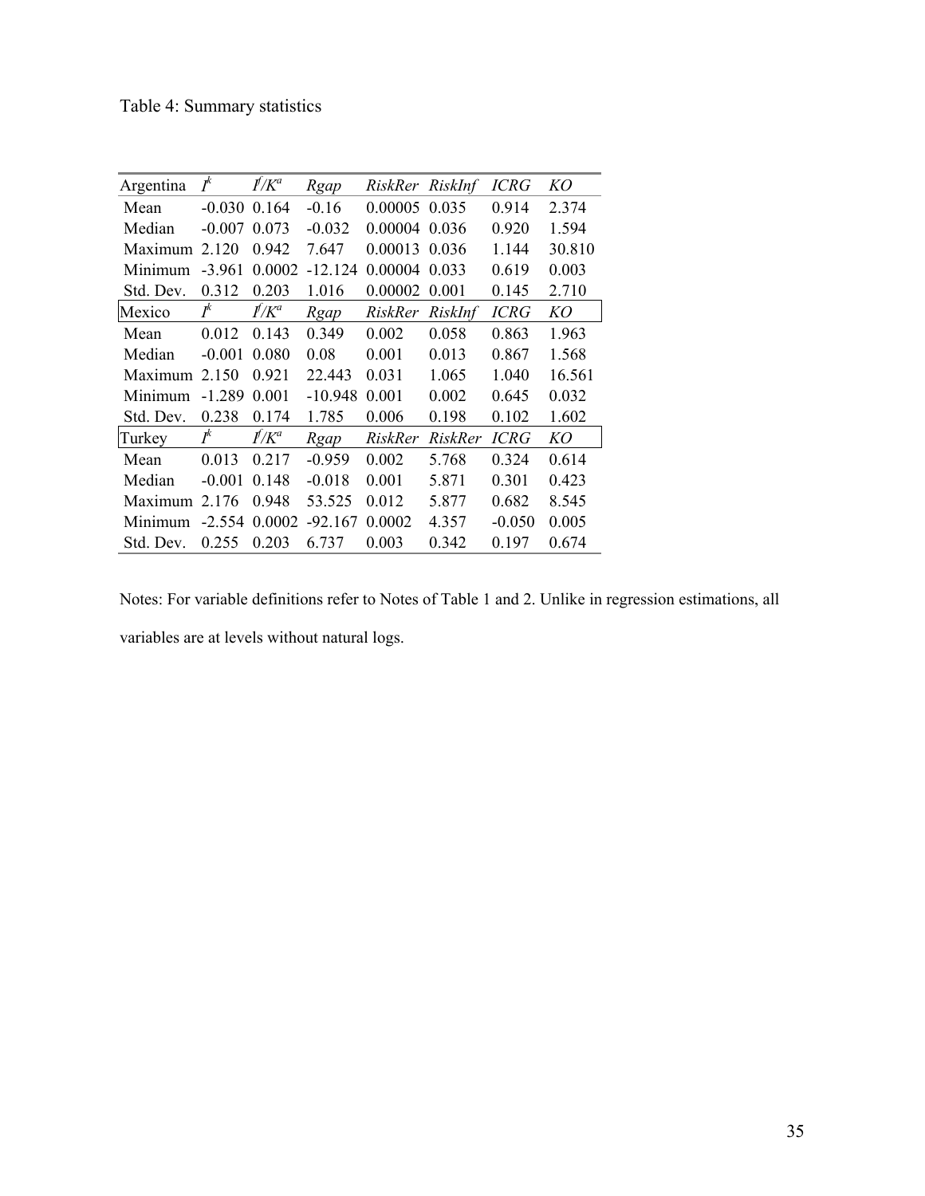Table 4: Summary statistics

| Argentina | $I^k$ | $I^f/K^a$ | *Rgap* | *RiskRer* | *RiskInf* | *ICRG* | *KO* |
|---|---|---|---|---|---|---|---|
| Mean | -0.030 | 0.164 | -0.16 | 0.00005 | 0.035 | 0.914 | 2.374 |
| Median | -0.007 | 0.073 | -0.032 | 0.00004 | 0.036 | 0.920 | 1.594 |
| Maximum | 2.120 | 0.942 | 7.647 | 0.00013 | 0.036 | 1.144 | 30.810 |
| Minimum | -3.961 | 0.0002 | -12.124 | 0.00004 | 0.033 | 0.619 | 0.003 |
| Std. Dev. | 0.312 | 0.203 | 1.016 | 0.00002 | 0.001 | 0.145 | 2.710 |
| Mexico | $I^k$ | $I^f/K^a$ | *Rgap* | *RiskRer* | *RiskInf* | *ICRG* | *KO* |
| Mean | 0.012 | 0.143 | 0.349 | 0.002 | 0.058 | 0.863 | 1.963 |
| Median | -0.001 | 0.080 | 0.08 | 0.001 | 0.013 | 0.867 | 1.568 |
| Maximum | 2.150 | 0.921 | 22.443 | 0.031 | 1.065 | 1.040 | 16.561 |
| Minimum | -1.289 | 0.001 | -10.948 | 0.001 | 0.002 | 0.645 | 0.032 |
| Std. Dev. | 0.238 | 0.174 | 1.785 | 0.006 | 0.198 | 0.102 | 1.602 |
| Turkey | $I^k$ | $I^f/K^a$ | *Rgap* | *RiskRer* | *RiskRer* | *ICRG* | *KO* |
| Mean | 0.013 | 0.217 | -0.959 | 0.002 | 5.768 | 0.324 | 0.614 |
| Median | -0.001 | 0.148 | -0.018 | 0.001 | 5.871 | 0.301 | 0.423 |
| Maximum | 2.176 | 0.948 | 53.525 | 0.012 | 5.877 | 0.682 | 8.545 |
| Minimum | -2.554 | 0.0002 | -92.167 | 0.0002 | 4.357 | -0.050 | 0.005 |
| Std. Dev. | 0.255 | 0.203 | 6.737 | 0.003 | 0.342 | 0.197 | 0.674 |

Notes: For variable definitions refer to Notes of Table 1 and 2. Unlike in regression estimations, all variables are at levels without natural logs.